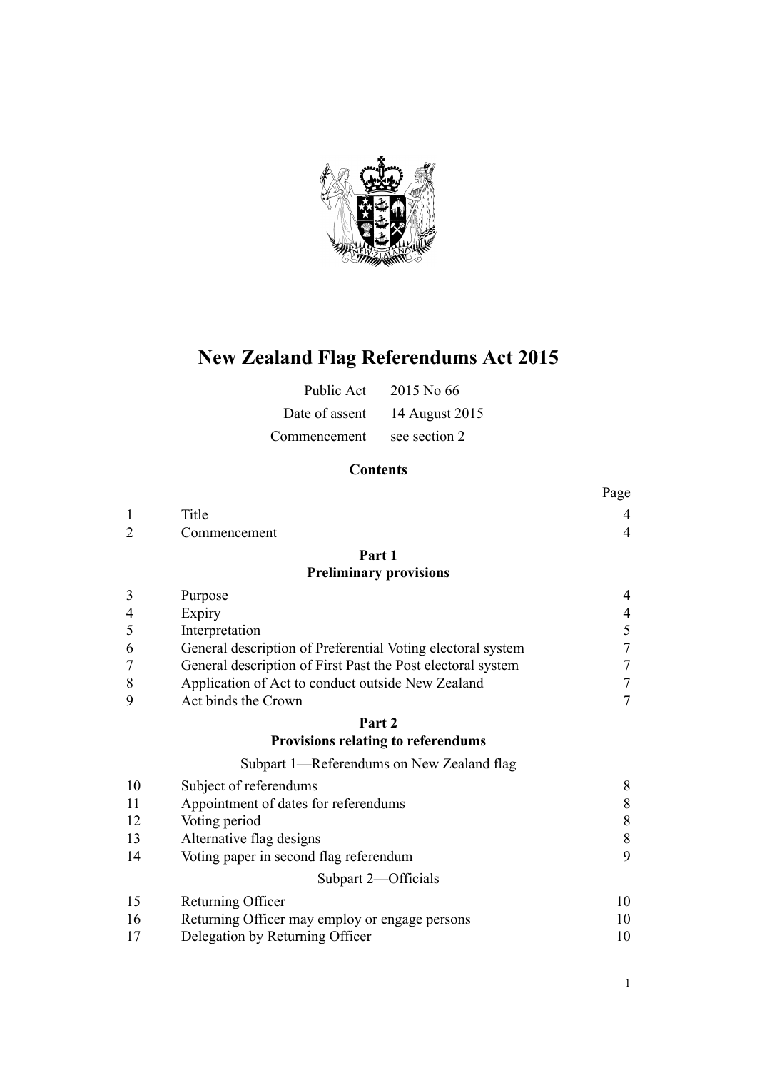# New Zealand Flag Referendums Act 2015

| | |
|---|---|
| Public Act | 2015 No 66 |
| Date of assent | 14 August 2015 |
| Commencement | see section 2 |

## Contents

| | | Page |
|---|---|---|
| 1 | Title | 4 |
| 2 | Commencement | 4 |
| | **Part 1** **Preliminary provisions** | |
| 3 | Purpose | 4 |
| 4 | Expiry | 4 |
| 5 | Interpretation | 5 |
| 6 | General description of Preferential Voting electoral system | 7 |
| 7 | General description of First Past the Post electoral system | 7 |
| 8 | Application of Act to conduct outside New Zealand | 7 |
| 9 | Act binds the Crown | 7 |
| | **Part 2** **Provisions relating to referendums** | |
| | Subpart 1—Referendums on New Zealand flag | |
| 10 | Subject of referendums | 8 |
| 11 | Appointment of dates for referendums | 8 |
| 12 | Voting period | 8 |
| 13 | Alternative flag designs | 8 |
| 14 | Voting paper in second flag referendum | 9 |
| | Subpart 2—Officials | |
| 15 | Returning Officer | 10 |
| 16 | Returning Officer may employ or engage persons | 10 |
| 17 | Delegation by Returning Officer | 10 |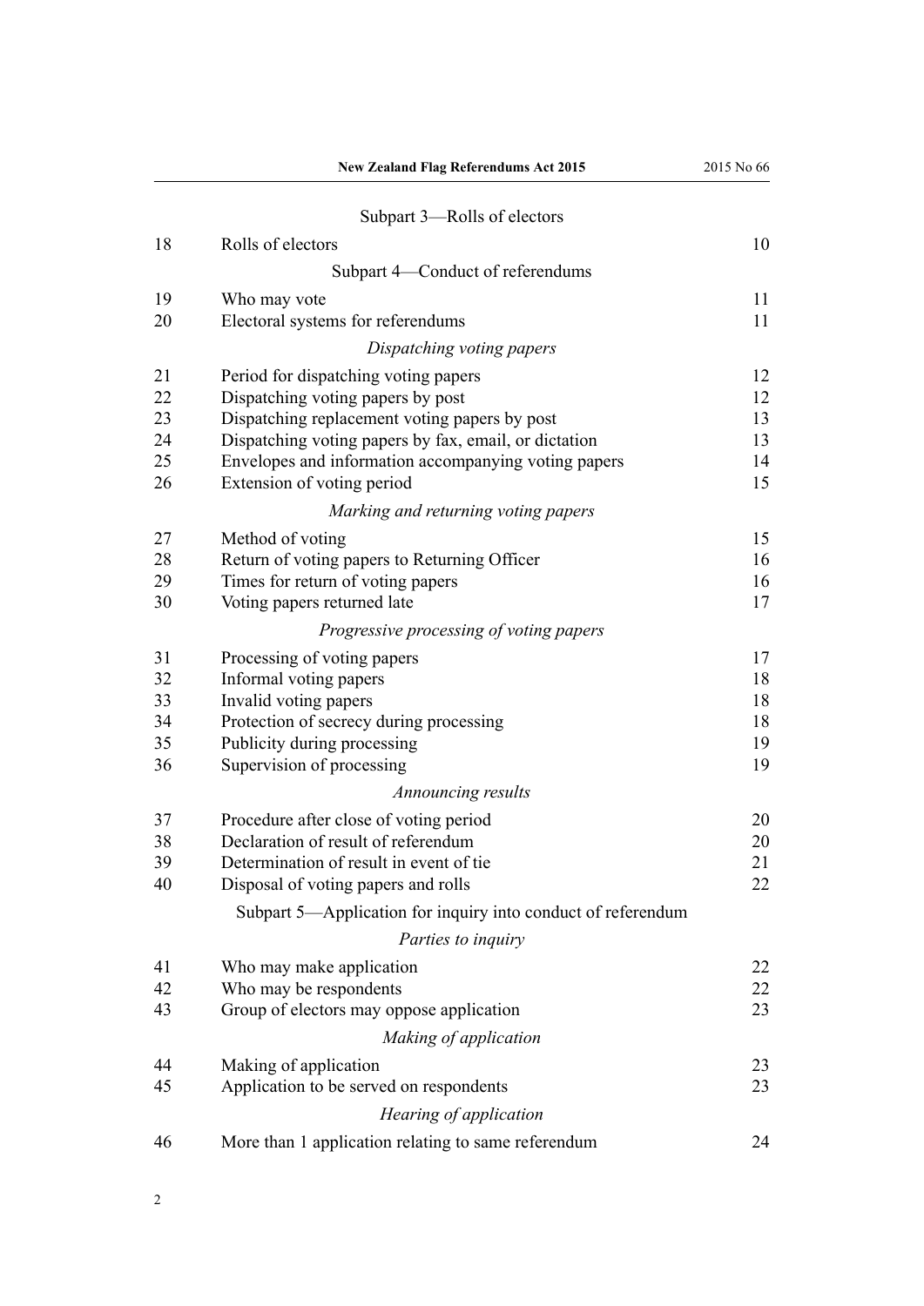Subpart 3—Rolls of electors

| | | |
|---|---|---|
| 18 | Rolls of electors | 10 |

Subpart 4—Conduct of referendums

| | | |
|---|---|---|
| 19 | Who may vote | 11 |
| 20 | Electoral systems for referendums | 11 |

*Dispatching voting papers*

| | | |
|---|---|---|
| 21 | Period for dispatching voting papers | 12 |
| 22 | Dispatching voting papers by post | 12 |
| 23 | Dispatching replacement voting papers by post | 13 |
| 24 | Dispatching voting papers by fax, email, or dictation | 13 |
| 25 | Envelopes and information accompanying voting papers | 14 |
| 26 | Extension of voting period | 15 |

*Marking and returning voting papers*

| | | |
|---|---|---|
| 27 | Method of voting | 15 |
| 28 | Return of voting papers to Returning Officer | 16 |
| 29 | Times for return of voting papers | 16 |
| 30 | Voting papers returned late | 17 |

*Progressive processing of voting papers*

| | | |
|---|---|---|
| 31 | Processing of voting papers | 17 |
| 32 | Informal voting papers | 18 |
| 33 | Invalid voting papers | 18 |
| 34 | Protection of secrecy during processing | 18 |
| 35 | Publicity during processing | 19 |
| 36 | Supervision of processing | 19 |

*Announcing results*

| | | |
|---|---|---|
| 37 | Procedure after close of voting period | 20 |
| 38 | Declaration of result of referendum | 20 |
| 39 | Determination of result in event of tie | 21 |
| 40 | Disposal of voting papers and rolls | 22 |

Subpart 5—Application for inquiry into conduct of referendum

*Parties to inquiry*

| | | |
|---|---|---|
| 41 | Who may make application | 22 |
| 42 | Who may be respondents | 22 |
| 43 | Group of electors may oppose application | 23 |

*Making of application*

| | | |
|---|---|---|
| 44 | Making of application | 23 |
| 45 | Application to be served on respondents | 23 |

*Hearing of application*

| | | |
|---|---|---|
| 46 | More than 1 application relating to same referendum | 24 |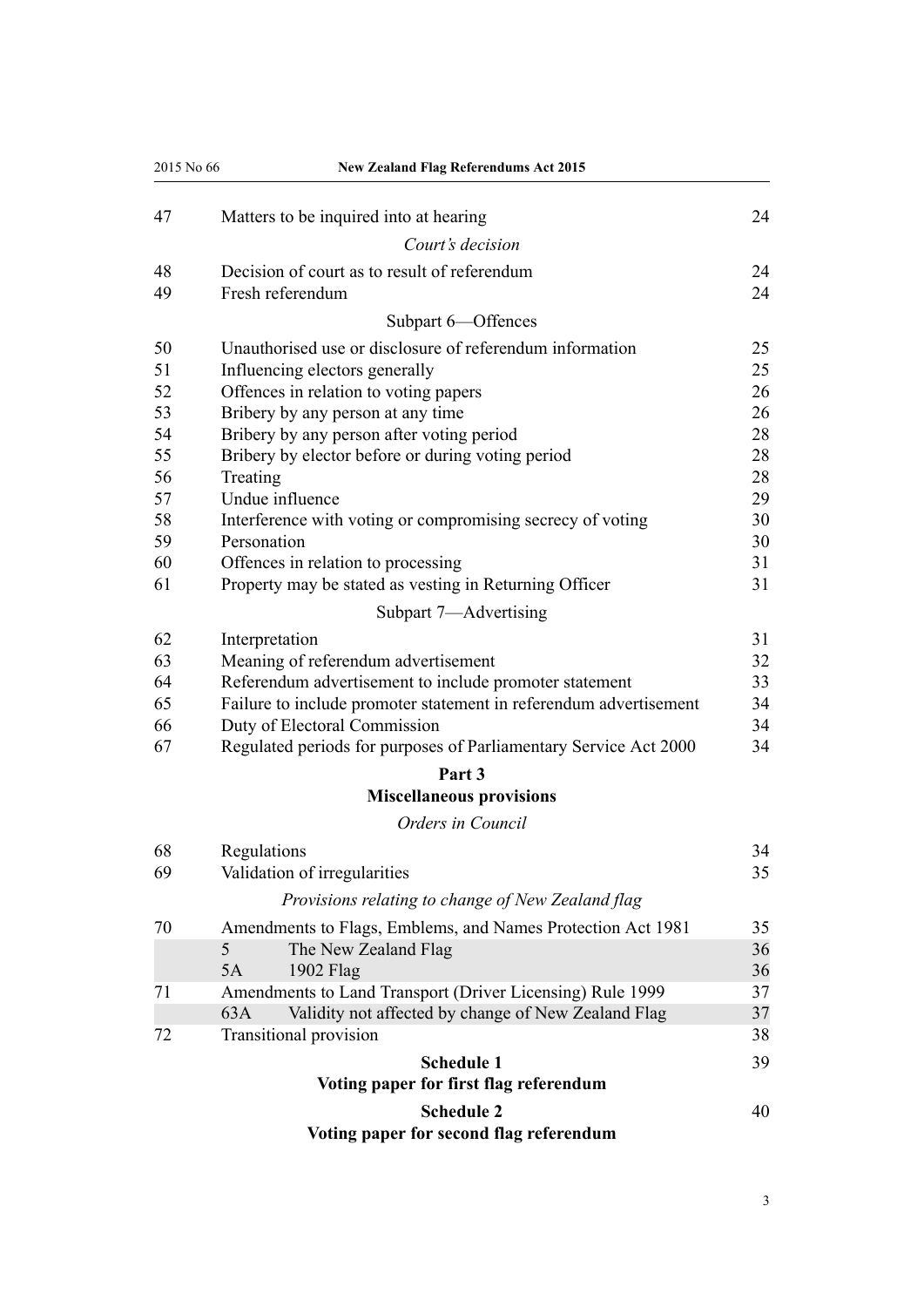| | | |
|---|---|---|
| 47 | Matters to be inquired into at hearing | 24 |
| | *Court's decision* | |
| 48 | Decision of court as to result of referendum | 24 |
| 49 | Fresh referendum | 24 |
| | Subpart 6—Offences | |
| 50 | Unauthorised use or disclosure of referendum information | 25 |
| 51 | Influencing electors generally | 25 |
| 52 | Offences in relation to voting papers | 26 |
| 53 | Bribery by any person at any time | 26 |
| 54 | Bribery by any person after voting period | 28 |
| 55 | Bribery by elector before or during voting period | 28 |
| 56 | Treating | 28 |
| 57 | Undue influence | 29 |
| 58 | Interference with voting or compromising secrecy of voting | 30 |
| 59 | Personation | 30 |
| 60 | Offences in relation to processing | 31 |
| 61 | Property may be stated as vesting in Returning Officer | 31 |
| | Subpart 7—Advertising | |
| 62 | Interpretation | 31 |
| 63 | Meaning of referendum advertisement | 32 |
| 64 | Referendum advertisement to include promoter statement | 33 |
| 65 | Failure to include promoter statement in referendum advertisement | 34 |
| 66 | Duty of Electoral Commission | 34 |
| 67 | Regulated periods for purposes of Parliamentary Service Act 2000 | 34 |

**Part 3**
**Miscellaneous provisions**

| | | |
|---|---|---|
| | *Orders in Council* | |
| 68 | Regulations | 34 |
| 69 | Validation of irregularities | 35 |
| | *Provisions relating to change of New Zealand flag* | |
| 70 | Amendments to Flags, Emblems, and Names Protection Act 1981 | 35 |
| | 5 The New Zealand Flag | 36 |
| | 5A 1902 Flag | 36 |
| 71 | Amendments to Land Transport (Driver Licensing) Rule 1999 | 37 |
| | 63A Validity not affected by change of New Zealand Flag | 37 |
| 72 | Transitional provision | 38 |

**Schedule 1** 39
**Voting paper for first flag referendum**

**Schedule 2** 40
**Voting paper for second flag referendum**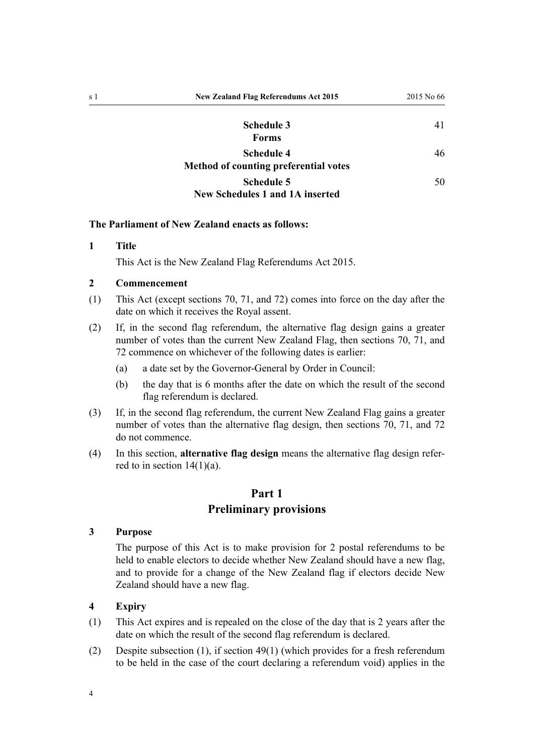| | |
|---|---|
| **Schedule 3**<br>**Forms** | 41 |
| **Schedule 4**<br>**Method of counting preferential votes** | 46 |
| **Schedule 5**<br>**New Schedules 1 and 1A inserted** | 50 |

**The Parliament of New Zealand enacts as follows:**

### 1 Title

This Act is the New Zealand Flag Referendums Act 2015.

### 2 Commencement

(1) This Act (except sections 70, 71, and 72) comes into force on the day after the date on which it receives the Royal assent.

(2) If, in the second flag referendum, the alternative flag design gains a greater number of votes than the current New Zealand Flag, then sections 70, 71, and 72 commence on whichever of the following dates is earlier:

- (a) a date set by the Governor-General by Order in Council:
- (b) the day that is 6 months after the date on which the result of the second flag referendum is declared.

(3) If, in the second flag referendum, the current New Zealand Flag gains a greater number of votes than the alternative flag design, then sections 70, 71, and 72 do not commence.

(4) In this section, **alternative flag design** means the alternative flag design referred to in section 14(1)(a).

## Part 1
## Preliminary provisions

### 3 Purpose

The purpose of this Act is to make provision for 2 postal referendums to be held to enable electors to decide whether New Zealand should have a new flag, and to provide for a change of the New Zealand flag if electors decide New Zealand should have a new flag.

### 4 Expiry

(1) This Act expires and is repealed on the close of the day that is 2 years after the date on which the result of the second flag referendum is declared.

(2) Despite subsection (1), if section 49(1) (which provides for a fresh referendum to be held in the case of the court declaring a referendum void) applies in the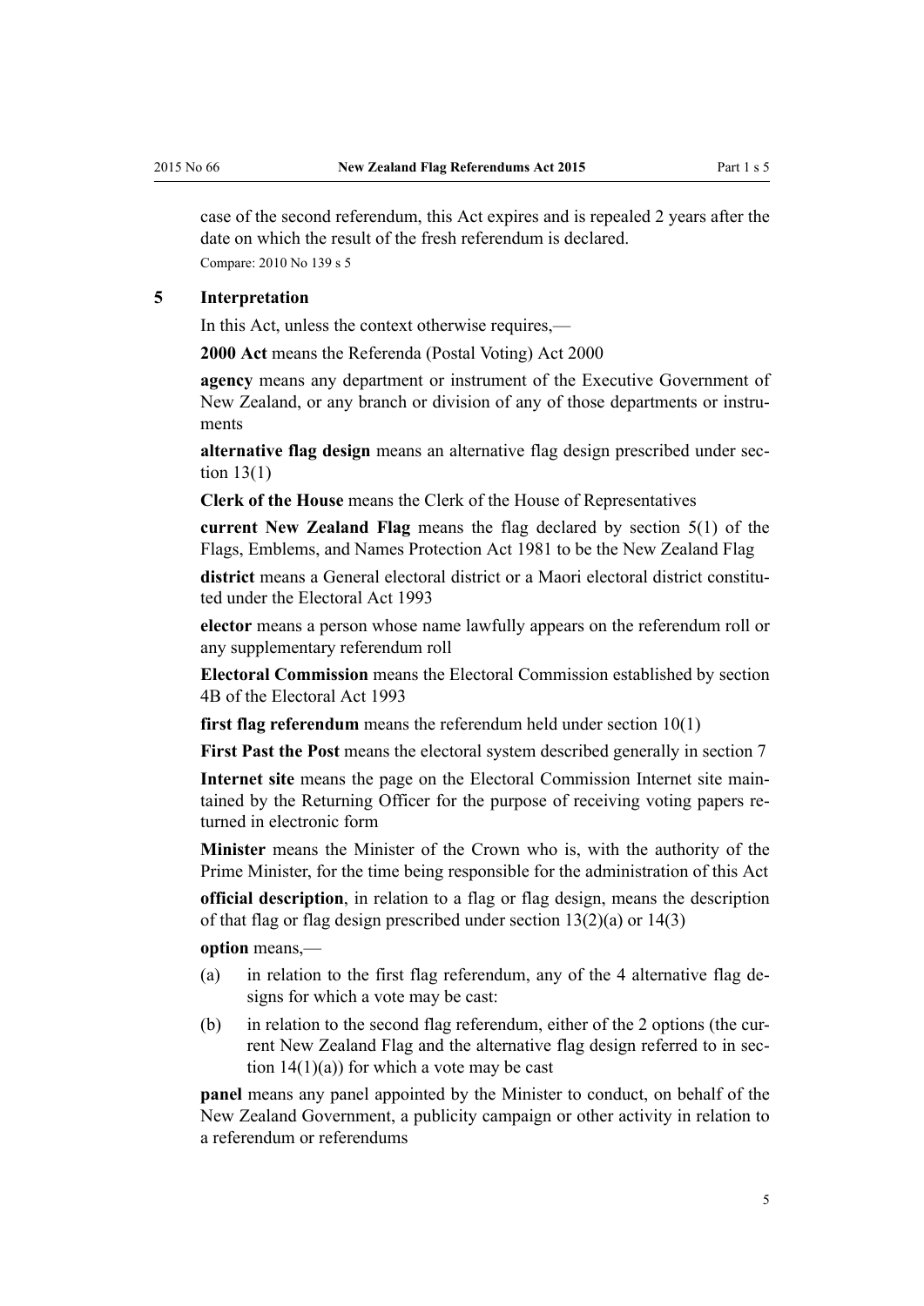case of the second referendum, this Act expires and is repealed 2 years after the date on which the result of the fresh referendum is declared.

Compare: 2010 No 139 s 5

### 5 Interpretation

In this Act, unless the context otherwise requires,—

**2000 Act** means the Referenda (Postal Voting) Act 2000

**agency** means any department or instrument of the Executive Government of New Zealand, or any branch or division of any of those departments or instruments

**alternative flag design** means an alternative flag design prescribed under section 13(1)

**Clerk of the House** means the Clerk of the House of Representatives

**current New Zealand Flag** means the flag declared by section 5(1) of the Flags, Emblems, and Names Protection Act 1981 to be the New Zealand Flag

**district** means a General electoral district or a Maori electoral district constituted under the Electoral Act 1993

**elector** means a person whose name lawfully appears on the referendum roll or any supplementary referendum roll

**Electoral Commission** means the Electoral Commission established by section 4B of the Electoral Act 1993

**first flag referendum** means the referendum held under section 10(1)

**First Past the Post** means the electoral system described generally in section 7

**Internet site** means the page on the Electoral Commission Internet site maintained by the Returning Officer for the purpose of receiving voting papers returned in electronic form

**Minister** means the Minister of the Crown who is, with the authority of the Prime Minister, for the time being responsible for the administration of this Act

**official description**, in relation to a flag or flag design, means the description of that flag or flag design prescribed under section 13(2)(a) or 14(3)

**option** means,—

(a) in relation to the first flag referendum, any of the 4 alternative flag designs for which a vote may be cast:

(b) in relation to the second flag referendum, either of the 2 options (the current New Zealand Flag and the alternative flag design referred to in section 14(1)(a)) for which a vote may be cast

**panel** means any panel appointed by the Minister to conduct, on behalf of the New Zealand Government, a publicity campaign or other activity in relation to a referendum or referendums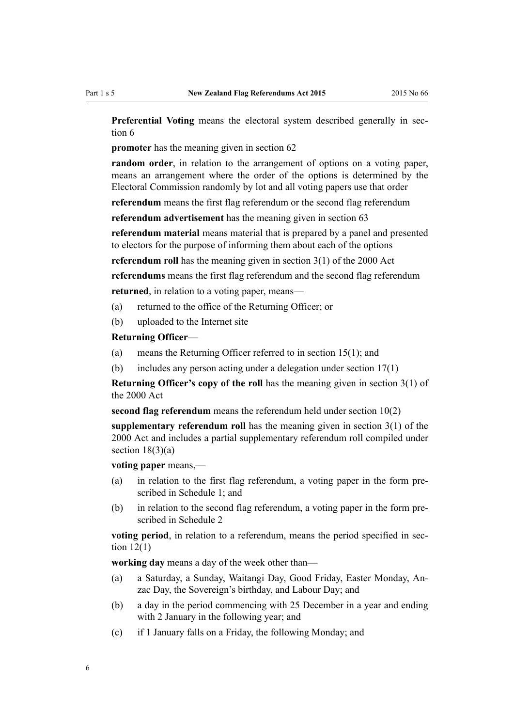**Preferential Voting** means the electoral system described generally in section 6

**promoter** has the meaning given in section 62

**random order**, in relation to the arrangement of options on a voting paper, means an arrangement where the order of the options is determined by the Electoral Commission randomly by lot and all voting papers use that order

**referendum** means the first flag referendum or the second flag referendum

**referendum advertisement** has the meaning given in section 63

**referendum material** means material that is prepared by a panel and presented to electors for the purpose of informing them about each of the options

**referendum roll** has the meaning given in section 3(1) of the 2000 Act

**referendums** means the first flag referendum and the second flag referendum

**returned**, in relation to a voting paper, means—

(a) returned to the office of the Returning Officer; or

(b) uploaded to the Internet site

**Returning Officer**—

(a) means the Returning Officer referred to in section 15(1); and

(b) includes any person acting under a delegation under section 17(1)

**Returning Officer's copy of the roll** has the meaning given in section 3(1) of the 2000 Act

**second flag referendum** means the referendum held under section 10(2)

**supplementary referendum roll** has the meaning given in section 3(1) of the 2000 Act and includes a partial supplementary referendum roll compiled under section 18(3)(a)

**voting paper** means,—

(a) in relation to the first flag referendum, a voting paper in the form prescribed in Schedule 1; and

(b) in relation to the second flag referendum, a voting paper in the form prescribed in Schedule 2

**voting period**, in relation to a referendum, means the period specified in section 12(1)

**working day** means a day of the week other than—

(a) a Saturday, a Sunday, Waitangi Day, Good Friday, Easter Monday, Anzac Day, the Sovereign's birthday, and Labour Day; and

(b) a day in the period commencing with 25 December in a year and ending with 2 January in the following year; and

(c) if 1 January falls on a Friday, the following Monday; and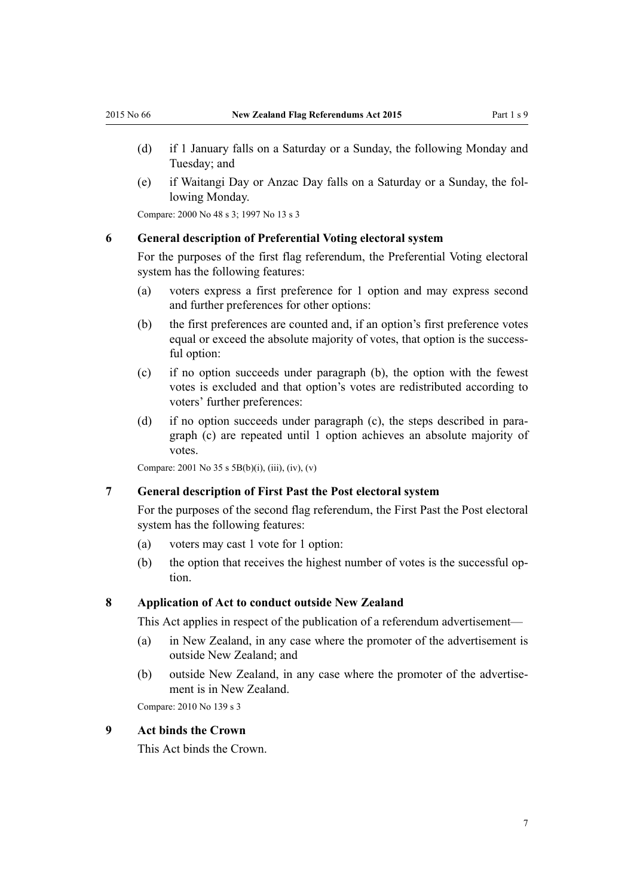(d) if 1 January falls on a Saturday or a Sunday, the following Monday and Tuesday; and

(e) if Waitangi Day or Anzac Day falls on a Saturday or a Sunday, the following Monday.

Compare: 2000 No 48 s 3; 1997 No 13 s 3

### 6 General description of Preferential Voting electoral system

For the purposes of the first flag referendum, the Preferential Voting electoral system has the following features:

(a) voters express a first preference for 1 option and may express second and further preferences for other options:

(b) the first preferences are counted and, if an option's first preference votes equal or exceed the absolute majority of votes, that option is the successful option:

(c) if no option succeeds under paragraph (b), the option with the fewest votes is excluded and that option's votes are redistributed according to voters' further preferences:

(d) if no option succeeds under paragraph (c), the steps described in paragraph (c) are repeated until 1 option achieves an absolute majority of votes.

Compare: 2001 No 35 s 5B(b)(i), (iii), (iv), (v)

### 7 General description of First Past the Post electoral system

For the purposes of the second flag referendum, the First Past the Post electoral system has the following features:

(a) voters may cast 1 vote for 1 option:

(b) the option that receives the highest number of votes is the successful option.

### 8 Application of Act to conduct outside New Zealand

This Act applies in respect of the publication of a referendum advertisement—

(a) in New Zealand, in any case where the promoter of the advertisement is outside New Zealand; and

(b) outside New Zealand, in any case where the promoter of the advertisement is in New Zealand.

Compare: 2010 No 139 s 3

### 9 Act binds the Crown

This Act binds the Crown.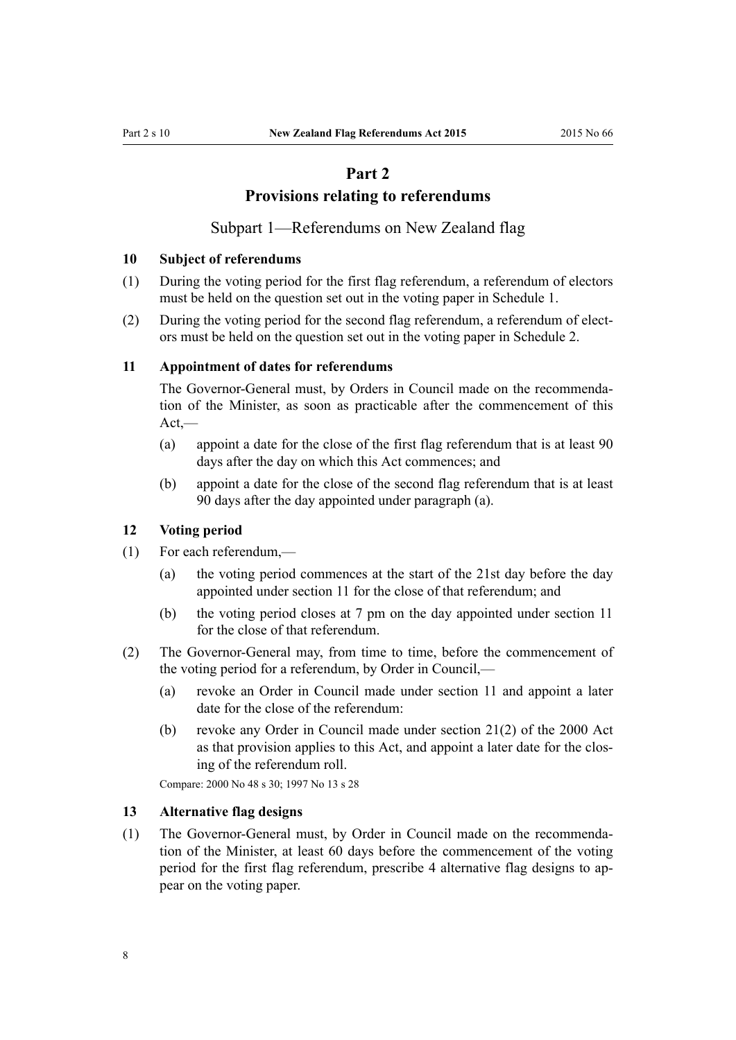# Part 2
# Provisions relating to referendums

## Subpart 1—Referendums on New Zealand flag

### 10 Subject of referendums

(1) During the voting period for the first flag referendum, a referendum of electors must be held on the question set out in the voting paper in Schedule 1.

(2) During the voting period for the second flag referendum, a referendum of electors must be held on the question set out in the voting paper in Schedule 2.

### 11 Appointment of dates for referendums

The Governor-General must, by Orders in Council made on the recommendation of the Minister, as soon as practicable after the commencement of this Act,—

(a) appoint a date for the close of the first flag referendum that is at least 90 days after the day on which this Act commences; and

(b) appoint a date for the close of the second flag referendum that is at least 90 days after the day appointed under paragraph (a).

### 12 Voting period

(1) For each referendum,—

(a) the voting period commences at the start of the 21st day before the day appointed under section 11 for the close of that referendum; and

(b) the voting period closes at 7 pm on the day appointed under section 11 for the close of that referendum.

(2) The Governor-General may, from time to time, before the commencement of the voting period for a referendum, by Order in Council,—

(a) revoke an Order in Council made under section 11 and appoint a later date for the close of the referendum:

(b) revoke any Order in Council made under section 21(2) of the 2000 Act as that provision applies to this Act, and appoint a later date for the closing of the referendum roll.

Compare: 2000 No 48 s 30; 1997 No 13 s 28

### 13 Alternative flag designs

(1) The Governor-General must, by Order in Council made on the recommendation of the Minister, at least 60 days before the commencement of the voting period for the first flag referendum, prescribe 4 alternative flag designs to appear on the voting paper.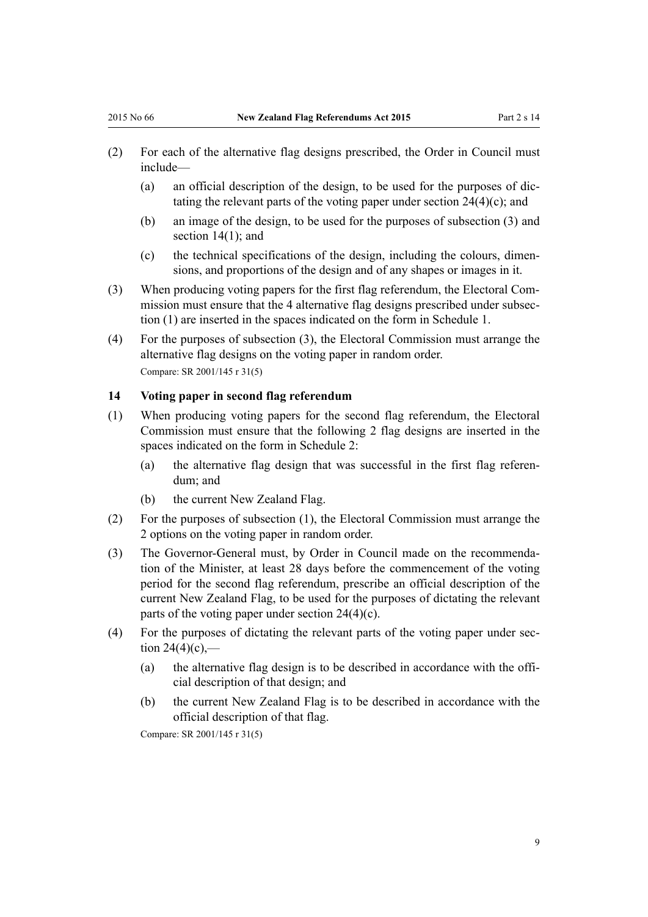(2) For each of the alternative flag designs prescribed, the Order in Council must include—

   (a) an official description of the design, to be used for the purposes of dictating the relevant parts of the voting paper under section 24(4)(c); and

   (b) an image of the design, to be used for the purposes of subsection (3) and section 14(1); and

   (c) the technical specifications of the design, including the colours, dimensions, and proportions of the design and of any shapes or images in it.

(3) When producing voting papers for the first flag referendum, the Electoral Commission must ensure that the 4 alternative flag designs prescribed under subsection (1) are inserted in the spaces indicated on the form in Schedule 1.

(4) For the purposes of subsection (3), the Electoral Commission must arrange the alternative flag designs on the voting paper in random order.

Compare: SR 2001/145 r 31(5)

### 14 Voting paper in second flag referendum

(1) When producing voting papers for the second flag referendum, the Electoral Commission must ensure that the following 2 flag designs are inserted in the spaces indicated on the form in Schedule 2:

   (a) the alternative flag design that was successful in the first flag referendum; and

   (b) the current New Zealand Flag.

(2) For the purposes of subsection (1), the Electoral Commission must arrange the 2 options on the voting paper in random order.

(3) The Governor-General must, by Order in Council made on the recommendation of the Minister, at least 28 days before the commencement of the voting period for the second flag referendum, prescribe an official description of the current New Zealand Flag, to be used for the purposes of dictating the relevant parts of the voting paper under section 24(4)(c).

(4) For the purposes of dictating the relevant parts of the voting paper under section 24(4)(c),—

   (a) the alternative flag design is to be described in accordance with the official description of that design; and

   (b) the current New Zealand Flag is to be described in accordance with the official description of that flag.

Compare: SR 2001/145 r 31(5)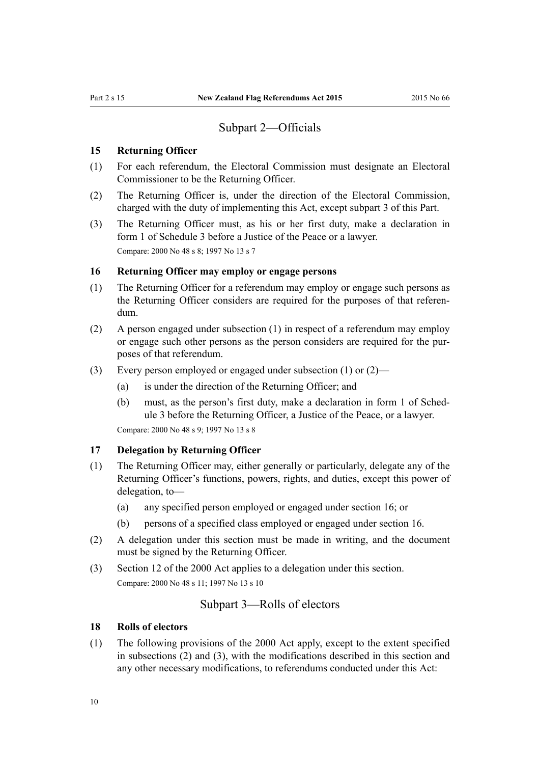## Subpart 2—Officials

### 15 Returning Officer

(1) For each referendum, the Electoral Commission must designate an Electoral Commissioner to be the Returning Officer.

(2) The Returning Officer is, under the direction of the Electoral Commission, charged with the duty of implementing this Act, except subpart 3 of this Part.

(3) The Returning Officer must, as his or her first duty, make a declaration in form 1 of Schedule 3 before a Justice of the Peace or a lawyer.

Compare: 2000 No 48 s 8; 1997 No 13 s 7

### 16 Returning Officer may employ or engage persons

(1) The Returning Officer for a referendum may employ or engage such persons as the Returning Officer considers are required for the purposes of that referendum.

(2) A person engaged under subsection (1) in respect of a referendum may employ or engage such other persons as the person considers are required for the purposes of that referendum.

(3) Every person employed or engaged under subsection (1) or (2)—

- (a) is under the direction of the Returning Officer; and
- (b) must, as the person's first duty, make a declaration in form 1 of Schedule 3 before the Returning Officer, a Justice of the Peace, or a lawyer.

Compare: 2000 No 48 s 9; 1997 No 13 s 8

### 17 Delegation by Returning Officer

(1) The Returning Officer may, either generally or particularly, delegate any of the Returning Officer's functions, powers, rights, and duties, except this power of delegation, to—

- (a) any specified person employed or engaged under section 16; or
- (b) persons of a specified class employed or engaged under section 16.

(2) A delegation under this section must be made in writing, and the document must be signed by the Returning Officer.

(3) Section 12 of the 2000 Act applies to a delegation under this section.

Compare: 2000 No 48 s 11; 1997 No 13 s 10

## Subpart 3—Rolls of electors

### 18 Rolls of electors

(1) The following provisions of the 2000 Act apply, except to the extent specified in subsections (2) and (3), with the modifications described in this section and any other necessary modifications, to referendums conducted under this Act: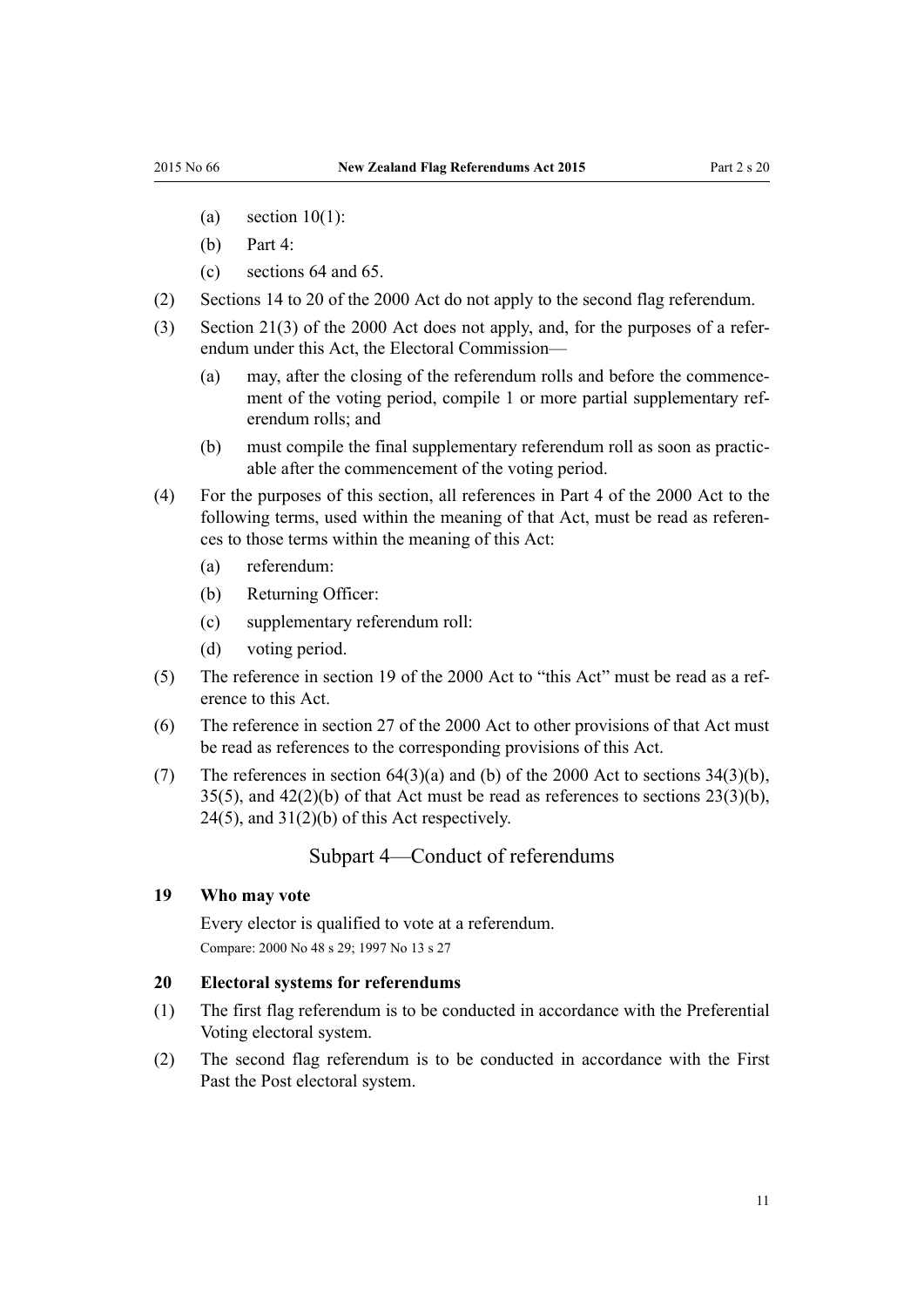(a) section 10(1):

(b) Part 4:

(c) sections 64 and 65.

(2) Sections 14 to 20 of the 2000 Act do not apply to the second flag referendum.

(3) Section 21(3) of the 2000 Act does not apply, and, for the purposes of a referendum under this Act, the Electoral Commission—

(a) may, after the closing of the referendum rolls and before the commencement of the voting period, compile 1 or more partial supplementary referendum rolls; and

(b) must compile the final supplementary referendum roll as soon as practicable after the commencement of the voting period.

(4) For the purposes of this section, all references in Part 4 of the 2000 Act to the following terms, used within the meaning of that Act, must be read as references to those terms within the meaning of this Act:

(a) referendum:

(b) Returning Officer:

(c) supplementary referendum roll:

(d) voting period.

(5) The reference in section 19 of the 2000 Act to "this Act" must be read as a reference to this Act.

(6) The reference in section 27 of the 2000 Act to other provisions of that Act must be read as references to the corresponding provisions of this Act.

(7) The references in section 64(3)(a) and (b) of the 2000 Act to sections 34(3)(b), 35(5), and 42(2)(b) of that Act must be read as references to sections 23(3)(b), 24(5), and 31(2)(b) of this Act respectively.

## Subpart 4—Conduct of referendums

### 19 Who may vote

Every elector is qualified to vote at a referendum.

Compare: 2000 No 48 s 29; 1997 No 13 s 27

### 20 Electoral systems for referendums

(1) The first flag referendum is to be conducted in accordance with the Preferential Voting electoral system.

(2) The second flag referendum is to be conducted in accordance with the First Past the Post electoral system.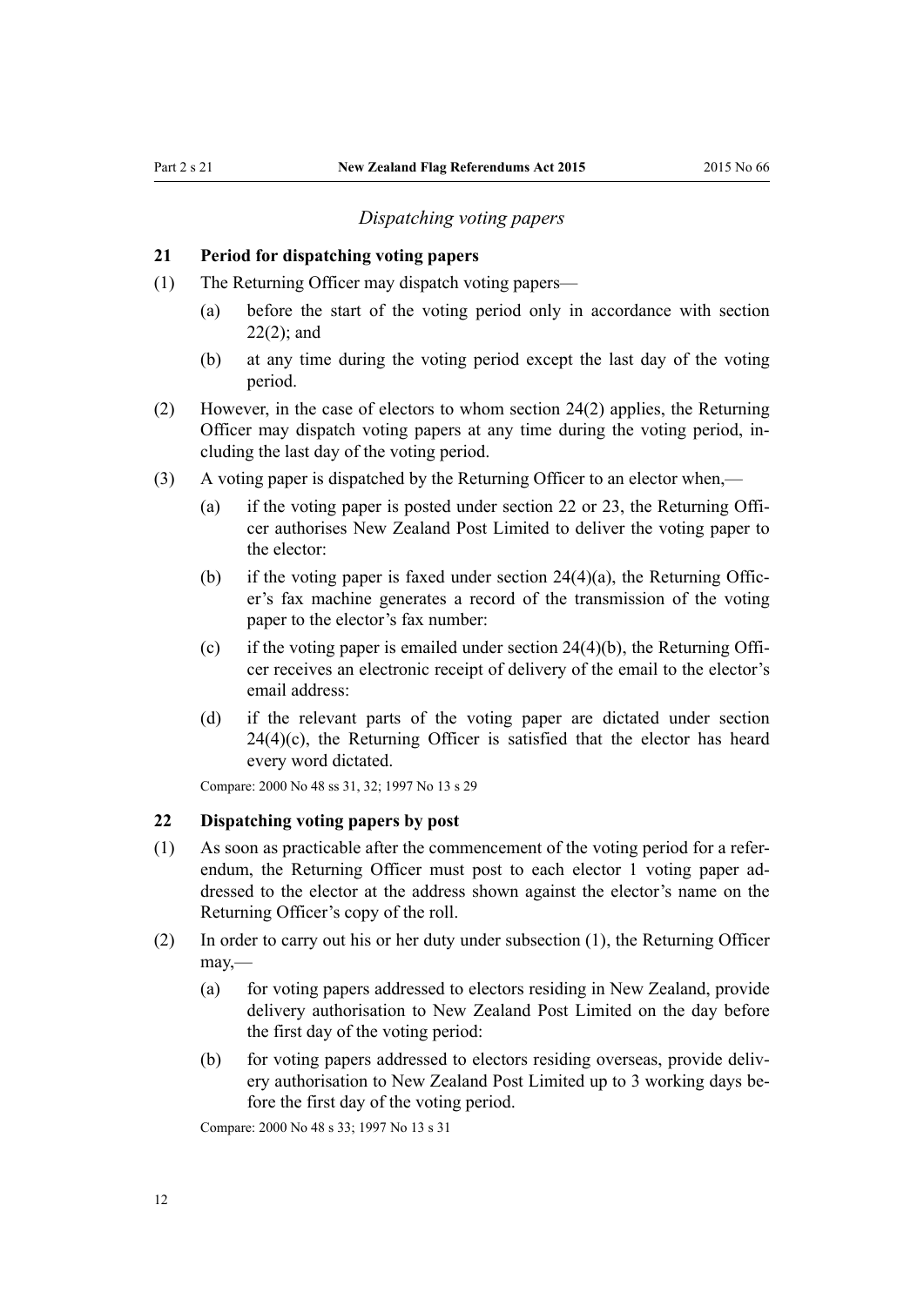*Dispatching voting papers*

### 21 Period for dispatching voting papers

(1) The Returning Officer may dispatch voting papers—

  (a) before the start of the voting period only in accordance with section 22(2); and

  (b) at any time during the voting period except the last day of the voting period.

(2) However, in the case of electors to whom section 24(2) applies, the Returning Officer may dispatch voting papers at any time during the voting period, including the last day of the voting period.

(3) A voting paper is dispatched by the Returning Officer to an elector when,—

  (a) if the voting paper is posted under section 22 or 23, the Returning Officer authorises New Zealand Post Limited to deliver the voting paper to the elector:

  (b) if the voting paper is faxed under section 24(4)(a), the Returning Officer's fax machine generates a record of the transmission of the voting paper to the elector's fax number:

  (c) if the voting paper is emailed under section 24(4)(b), the Returning Officer receives an electronic receipt of delivery of the email to the elector's email address:

  (d) if the relevant parts of the voting paper are dictated under section 24(4)(c), the Returning Officer is satisfied that the elector has heard every word dictated.

Compare: 2000 No 48 ss 31, 32; 1997 No 13 s 29

### 22 Dispatching voting papers by post

(1) As soon as practicable after the commencement of the voting period for a referendum, the Returning Officer must post to each elector 1 voting paper addressed to the elector at the address shown against the elector's name on the Returning Officer's copy of the roll.

(2) In order to carry out his or her duty under subsection (1), the Returning Officer may,—

  (a) for voting papers addressed to electors residing in New Zealand, provide delivery authorisation to New Zealand Post Limited on the day before the first day of the voting period:

  (b) for voting papers addressed to electors residing overseas, provide delivery authorisation to New Zealand Post Limited up to 3 working days before the first day of the voting period.

Compare: 2000 No 48 s 33; 1997 No 13 s 31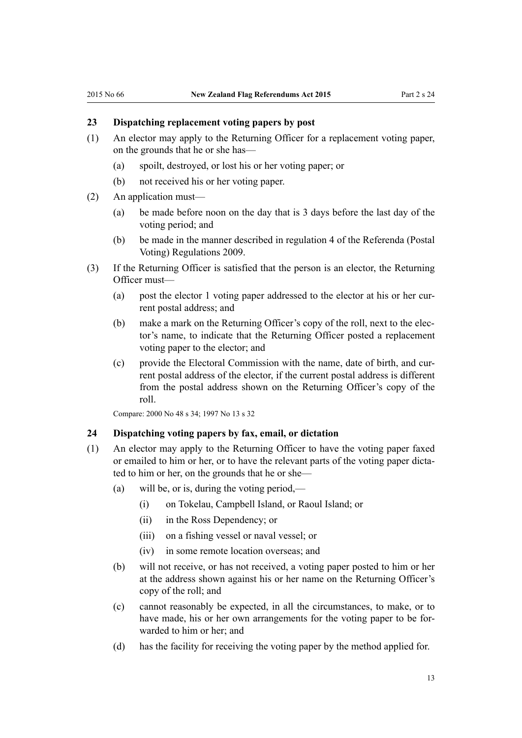## 23 Dispatching replacement voting papers by post

(1) An elector may apply to the Returning Officer for a replacement voting paper, on the grounds that he or she has—

(a) spoilt, destroyed, or lost his or her voting paper; or

(b) not received his or her voting paper.

(2) An application must—

(a) be made before noon on the day that is 3 days before the last day of the voting period; and

(b) be made in the manner described in regulation 4 of the Referenda (Postal Voting) Regulations 2009.

(3) If the Returning Officer is satisfied that the person is an elector, the Returning Officer must—

(a) post the elector 1 voting paper addressed to the elector at his or her current postal address; and

(b) make a mark on the Returning Officer's copy of the roll, next to the elector's name, to indicate that the Returning Officer posted a replacement voting paper to the elector; and

(c) provide the Electoral Commission with the name, date of birth, and current postal address of the elector, if the current postal address is different from the postal address shown on the Returning Officer's copy of the roll.

Compare: 2000 No 48 s 34; 1997 No 13 s 32

## 24 Dispatching voting papers by fax, email, or dictation

(1) An elector may apply to the Returning Officer to have the voting paper faxed or emailed to him or her, or to have the relevant parts of the voting paper dictated to him or her, on the grounds that he or she—

(a) will be, or is, during the voting period,—

(i) on Tokelau, Campbell Island, or Raoul Island; or

(ii) in the Ross Dependency; or

(iii) on a fishing vessel or naval vessel; or

(iv) in some remote location overseas; and

(b) will not receive, or has not received, a voting paper posted to him or her at the address shown against his or her name on the Returning Officer's copy of the roll; and

(c) cannot reasonably be expected, in all the circumstances, to make, or to have made, his or her own arrangements for the voting paper to be forwarded to him or her; and

(d) has the facility for receiving the voting paper by the method applied for.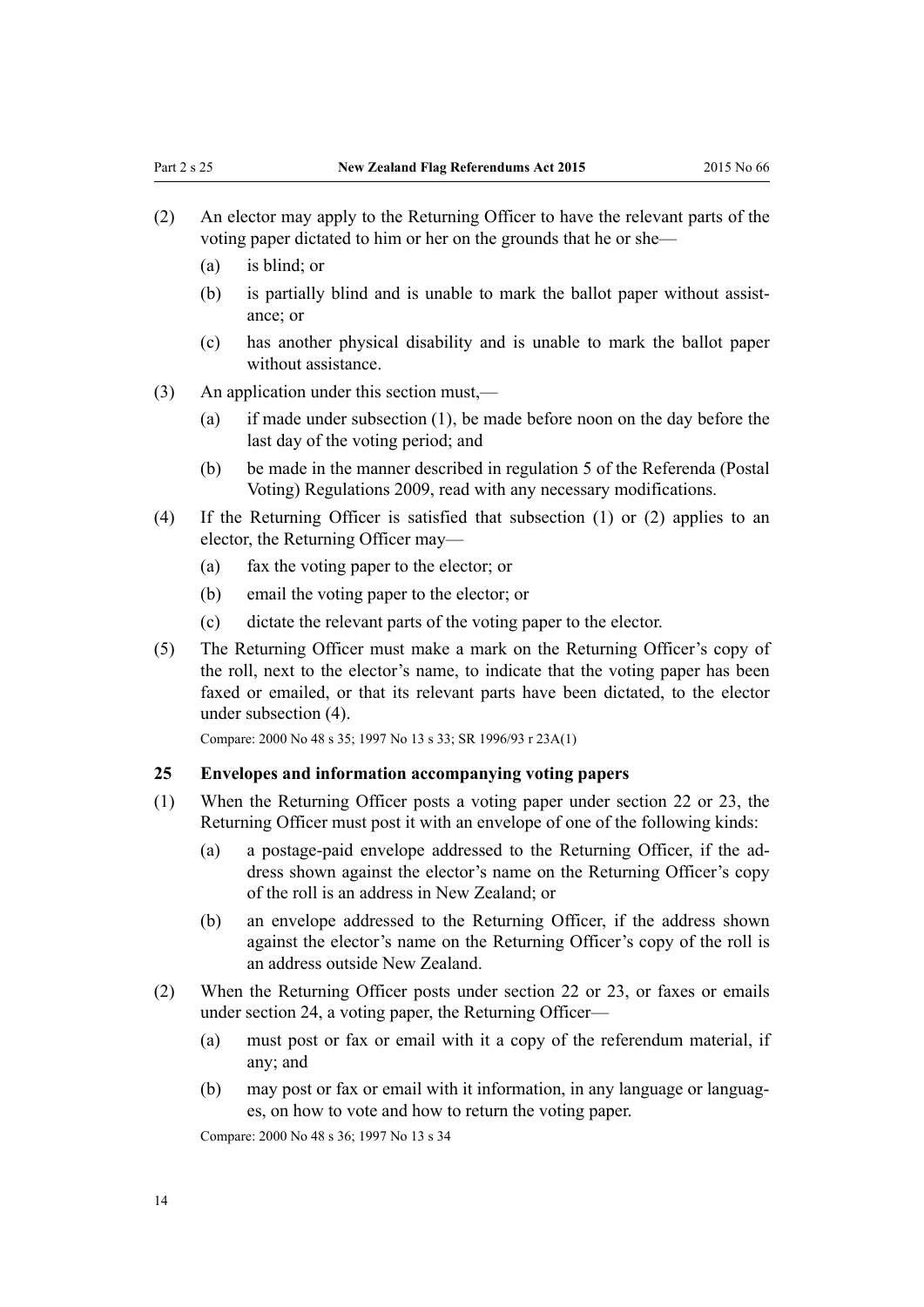(2) An elector may apply to the Returning Officer to have the relevant parts of the voting paper dictated to him or her on the grounds that he or she—

  (a) is blind; or

  (b) is partially blind and is unable to mark the ballot paper without assistance; or

  (c) has another physical disability and is unable to mark the ballot paper without assistance.

(3) An application under this section must,—

  (a) if made under subsection (1), be made before noon on the day before the last day of the voting period; and

  (b) be made in the manner described in regulation 5 of the Referenda (Postal Voting) Regulations 2009, read with any necessary modifications.

(4) If the Returning Officer is satisfied that subsection (1) or (2) applies to an elector, the Returning Officer may—

  (a) fax the voting paper to the elector; or

  (b) email the voting paper to the elector; or

  (c) dictate the relevant parts of the voting paper to the elector.

(5) The Returning Officer must make a mark on the Returning Officer's copy of the roll, next to the elector's name, to indicate that the voting paper has been faxed or emailed, or that its relevant parts have been dictated, to the elector under subsection (4).

Compare: 2000 No 48 s 35; 1997 No 13 s 33; SR 1996/93 r 23A(1)

### 25 Envelopes and information accompanying voting papers

(1) When the Returning Officer posts a voting paper under section 22 or 23, the Returning Officer must post it with an envelope of one of the following kinds:

  (a) a postage-paid envelope addressed to the Returning Officer, if the address shown against the elector's name on the Returning Officer's copy of the roll is an address in New Zealand; or

  (b) an envelope addressed to the Returning Officer, if the address shown against the elector's name on the Returning Officer's copy of the roll is an address outside New Zealand.

(2) When the Returning Officer posts under section 22 or 23, or faxes or emails under section 24, a voting paper, the Returning Officer—

  (a) must post or fax or email with it a copy of the referendum material, if any; and

  (b) may post or fax or email with it information, in any language or languages, on how to vote and how to return the voting paper.

Compare: 2000 No 48 s 36; 1997 No 13 s 34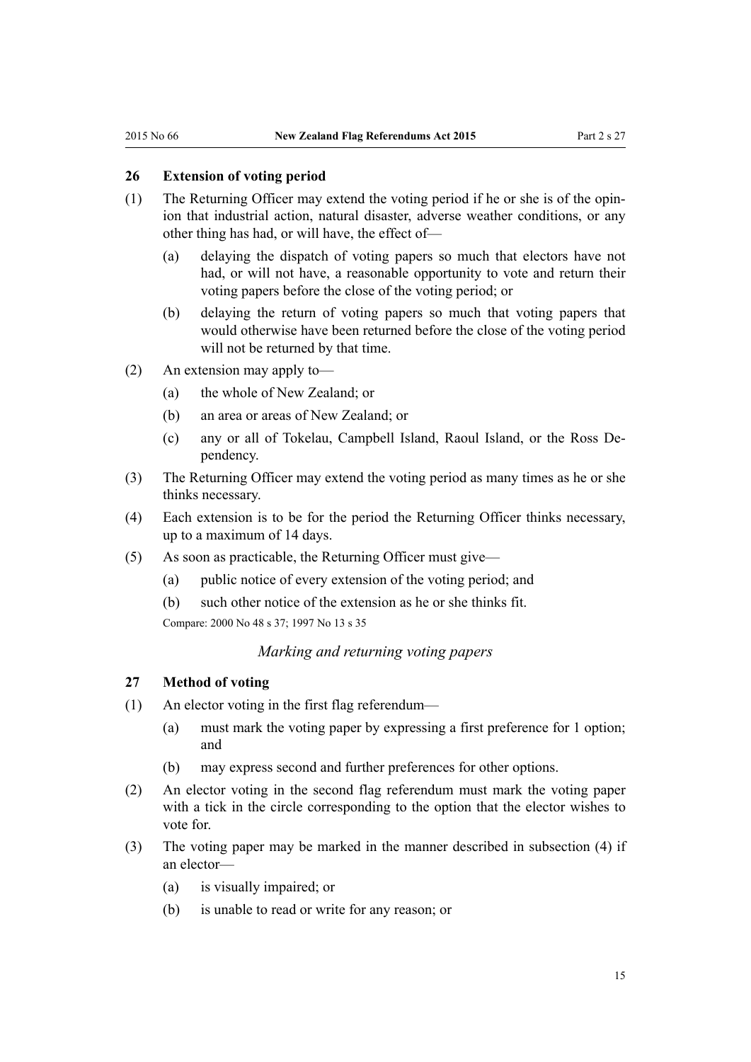### 26 Extension of voting period

(1) The Returning Officer may extend the voting period if he or she is of the opinion that industrial action, natural disaster, adverse weather conditions, or any other thing has had, or will have, the effect of—

(a) delaying the dispatch of voting papers so much that electors have not had, or will not have, a reasonable opportunity to vote and return their voting papers before the close of the voting period; or

(b) delaying the return of voting papers so much that voting papers that would otherwise have been returned before the close of the voting period will not be returned by that time.

(2) An extension may apply to—

(a) the whole of New Zealand; or

(b) an area or areas of New Zealand; or

(c) any or all of Tokelau, Campbell Island, Raoul Island, or the Ross Dependency.

(3) The Returning Officer may extend the voting period as many times as he or she thinks necessary.

(4) Each extension is to be for the period the Returning Officer thinks necessary, up to a maximum of 14 days.

(5) As soon as practicable, the Returning Officer must give—

(a) public notice of every extension of the voting period; and

(b) such other notice of the extension as he or she thinks fit.

Compare: 2000 No 48 s 37; 1997 No 13 s 35

*Marking and returning voting papers*

### 27 Method of voting

(1) An elector voting in the first flag referendum—

(a) must mark the voting paper by expressing a first preference for 1 option; and

(b) may express second and further preferences for other options.

(2) An elector voting in the second flag referendum must mark the voting paper with a tick in the circle corresponding to the option that the elector wishes to vote for.

(3) The voting paper may be marked in the manner described in subsection (4) if an elector—

(a) is visually impaired; or

(b) is unable to read or write for any reason; or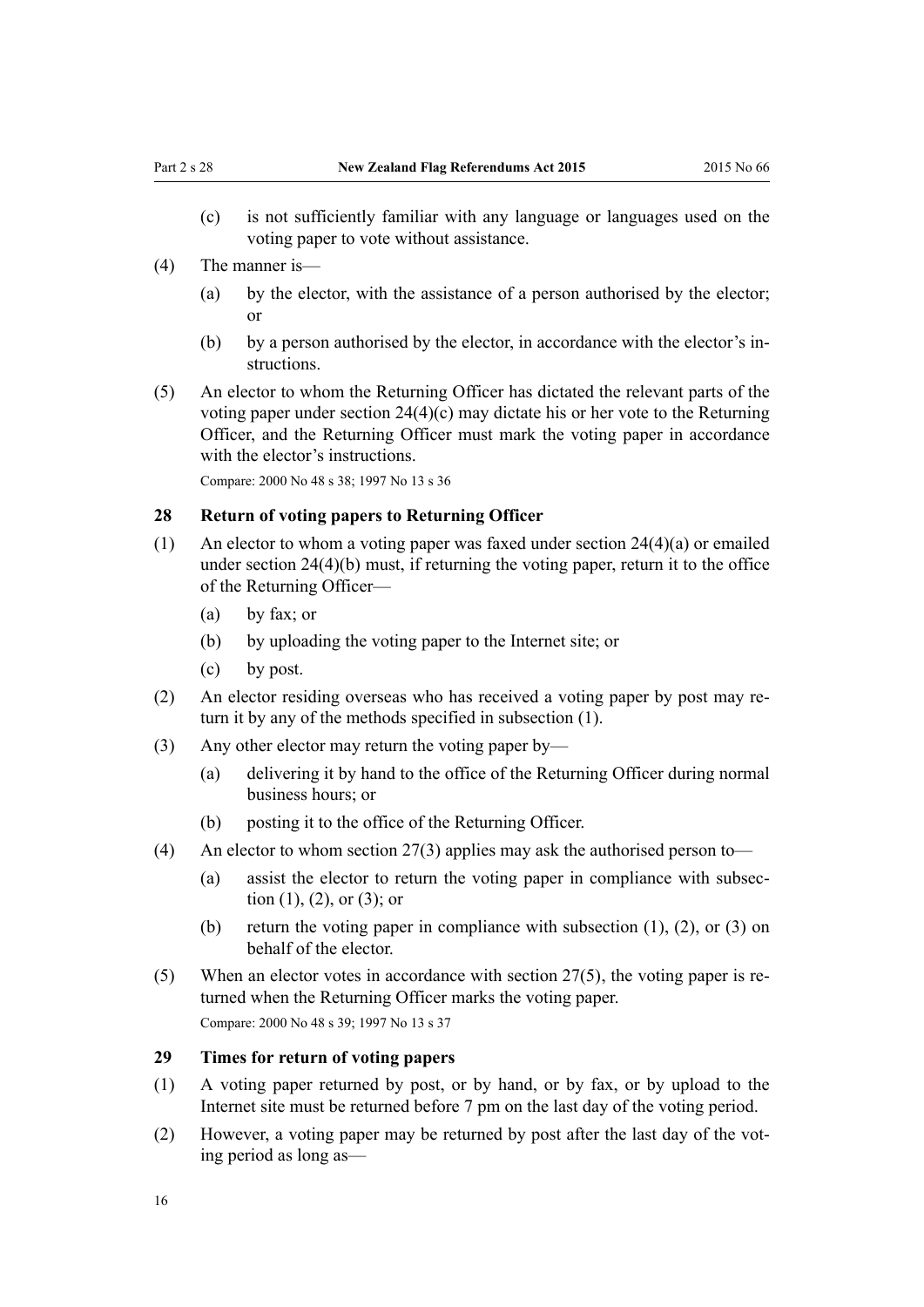(c) is not sufficiently familiar with any language or languages used on the voting paper to vote without assistance.

(4) The manner is—

(a) by the elector, with the assistance of a person authorised by the elector; or

(b) by a person authorised by the elector, in accordance with the elector's instructions.

(5) An elector to whom the Returning Officer has dictated the relevant parts of the voting paper under section 24(4)(c) may dictate his or her vote to the Returning Officer, and the Returning Officer must mark the voting paper in accordance with the elector's instructions.

Compare: 2000 No 48 s 38; 1997 No 13 s 36

### 28 Return of voting papers to Returning Officer

(1) An elector to whom a voting paper was faxed under section 24(4)(a) or emailed under section 24(4)(b) must, if returning the voting paper, return it to the office of the Returning Officer—

(a) by fax; or

(b) by uploading the voting paper to the Internet site; or

(c) by post.

(2) An elector residing overseas who has received a voting paper by post may return it by any of the methods specified in subsection (1).

(3) Any other elector may return the voting paper by—

(a) delivering it by hand to the office of the Returning Officer during normal business hours; or

(b) posting it to the office of the Returning Officer.

(4) An elector to whom section 27(3) applies may ask the authorised person to—

(a) assist the elector to return the voting paper in compliance with subsection (1), (2), or (3); or

(b) return the voting paper in compliance with subsection (1), (2), or (3) on behalf of the elector.

(5) When an elector votes in accordance with section 27(5), the voting paper is returned when the Returning Officer marks the voting paper.

Compare: 2000 No 48 s 39; 1997 No 13 s 37

### 29 Times for return of voting papers

(1) A voting paper returned by post, or by hand, or by fax, or by upload to the Internet site must be returned before 7 pm on the last day of the voting period.

(2) However, a voting paper may be returned by post after the last day of the voting period as long as—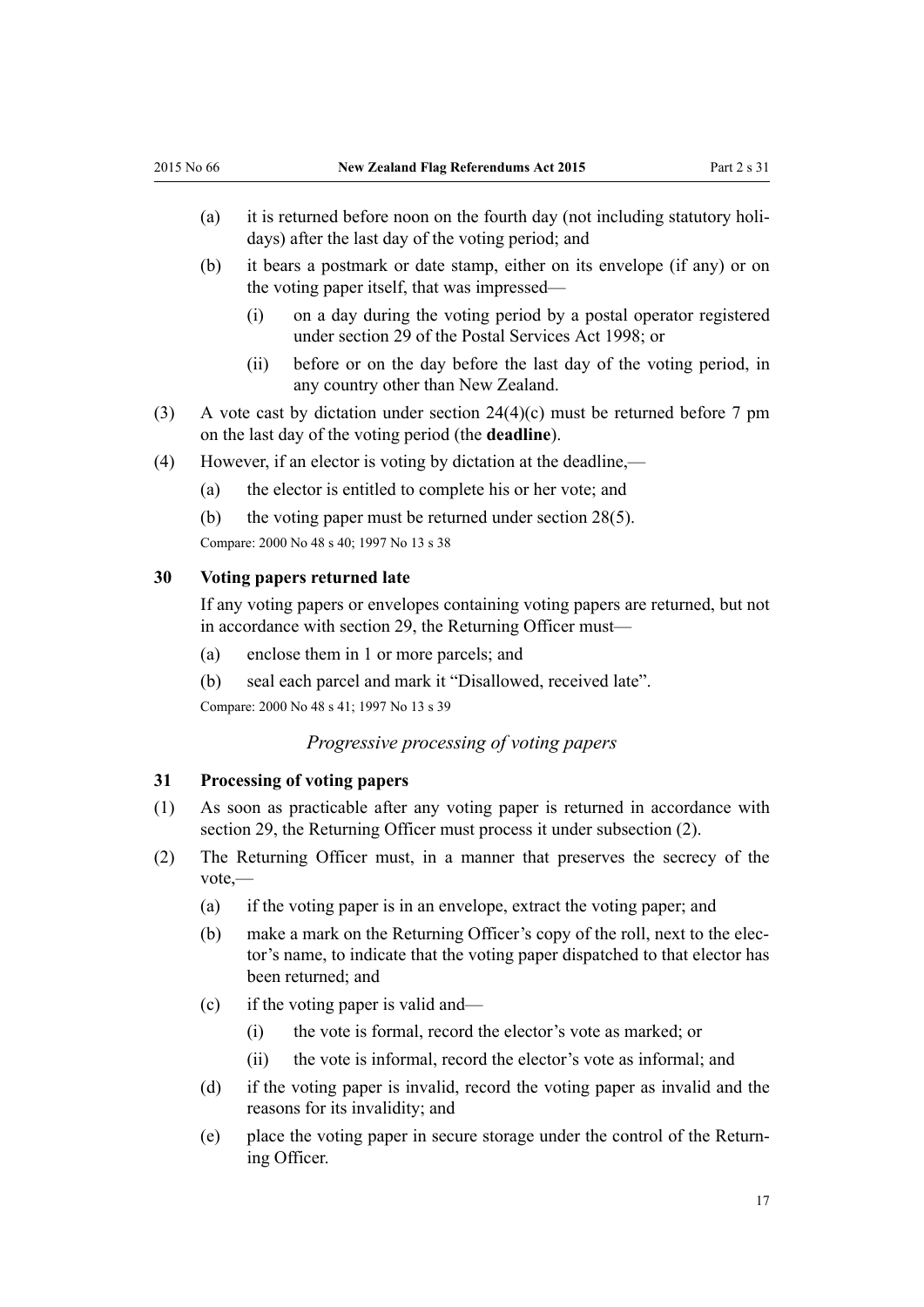(a) it is returned before noon on the fourth day (not including statutory holidays) after the last day of the voting period; and

(b) it bears a postmark or date stamp, either on its envelope (if any) or on the voting paper itself, that was impressed—

(i) on a day during the voting period by a postal operator registered under section 29 of the Postal Services Act 1998; or

(ii) before or on the day before the last day of the voting period, in any country other than New Zealand.

(3) A vote cast by dictation under section 24(4)(c) must be returned before 7 pm on the last day of the voting period (the **deadline**).

(4) However, if an elector is voting by dictation at the deadline,—

(a) the elector is entitled to complete his or her vote; and

(b) the voting paper must be returned under section 28(5).

Compare: 2000 No 48 s 40; 1997 No 13 s 38

### 30 Voting papers returned late

If any voting papers or envelopes containing voting papers are returned, but not in accordance with section 29, the Returning Officer must—

(a) enclose them in 1 or more parcels; and

(b) seal each parcel and mark it "Disallowed, received late".

Compare: 2000 No 48 s 41; 1997 No 13 s 39

*Progressive processing of voting papers*

### 31 Processing of voting papers

(1) As soon as practicable after any voting paper is returned in accordance with section 29, the Returning Officer must process it under subsection (2).

(2) The Returning Officer must, in a manner that preserves the secrecy of the vote,—

(a) if the voting paper is in an envelope, extract the voting paper; and

(b) make a mark on the Returning Officer's copy of the roll, next to the elector's name, to indicate that the voting paper dispatched to that elector has been returned; and

(c) if the voting paper is valid and—

(i) the vote is formal, record the elector's vote as marked; or

(ii) the vote is informal, record the elector's vote as informal; and

(d) if the voting paper is invalid, record the voting paper as invalid and the reasons for its invalidity; and

(e) place the voting paper in secure storage under the control of the Returning Officer.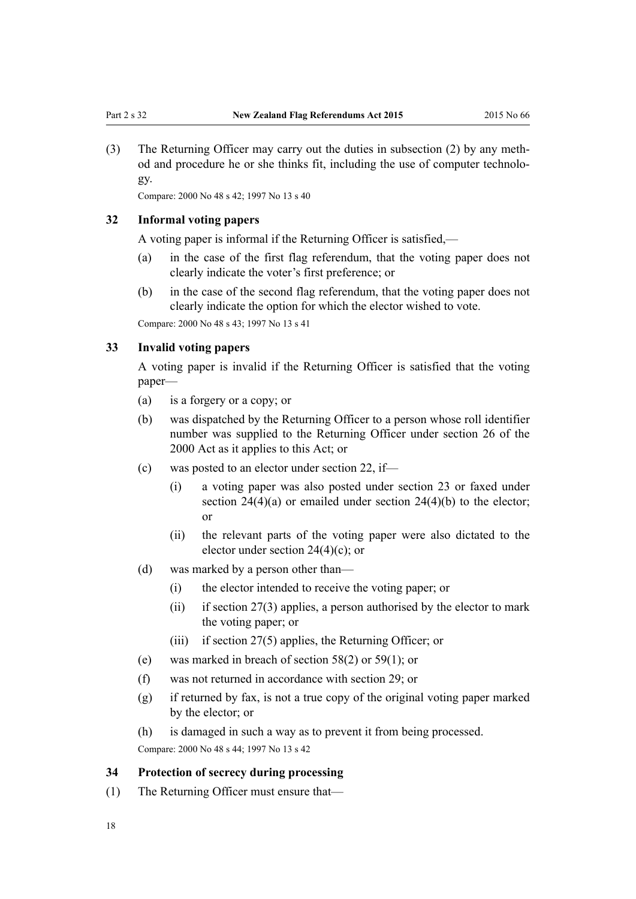(3) The Returning Officer may carry out the duties in subsection (2) by any method and procedure he or she thinks fit, including the use of computer technology.

Compare: 2000 No 48 s 42; 1997 No 13 s 40

### 32 Informal voting papers

A voting paper is informal if the Returning Officer is satisfied,—

(a) in the case of the first flag referendum, that the voting paper does not clearly indicate the voter's first preference; or

(b) in the case of the second flag referendum, that the voting paper does not clearly indicate the option for which the elector wished to vote.

Compare: 2000 No 48 s 43; 1997 No 13 s 41

### 33 Invalid voting papers

A voting paper is invalid if the Returning Officer is satisfied that the voting paper—

(a) is a forgery or a copy; or

(b) was dispatched by the Returning Officer to a person whose roll identifier number was supplied to the Returning Officer under section 26 of the 2000 Act as it applies to this Act; or

(c) was posted to an elector under section 22, if—

  (i) a voting paper was also posted under section 23 or faxed under section 24(4)(a) or emailed under section 24(4)(b) to the elector; or

  (ii) the relevant parts of the voting paper were also dictated to the elector under section 24(4)(c); or

(d) was marked by a person other than—

  (i) the elector intended to receive the voting paper; or

  (ii) if section 27(3) applies, a person authorised by the elector to mark the voting paper; or

  (iii) if section 27(5) applies, the Returning Officer; or

(e) was marked in breach of section 58(2) or 59(1); or

(f) was not returned in accordance with section 29; or

(g) if returned by fax, is not a true copy of the original voting paper marked by the elector; or

(h) is damaged in such a way as to prevent it from being processed.

Compare: 2000 No 48 s 44; 1997 No 13 s 42

### 34 Protection of secrecy during processing

(1) The Returning Officer must ensure that—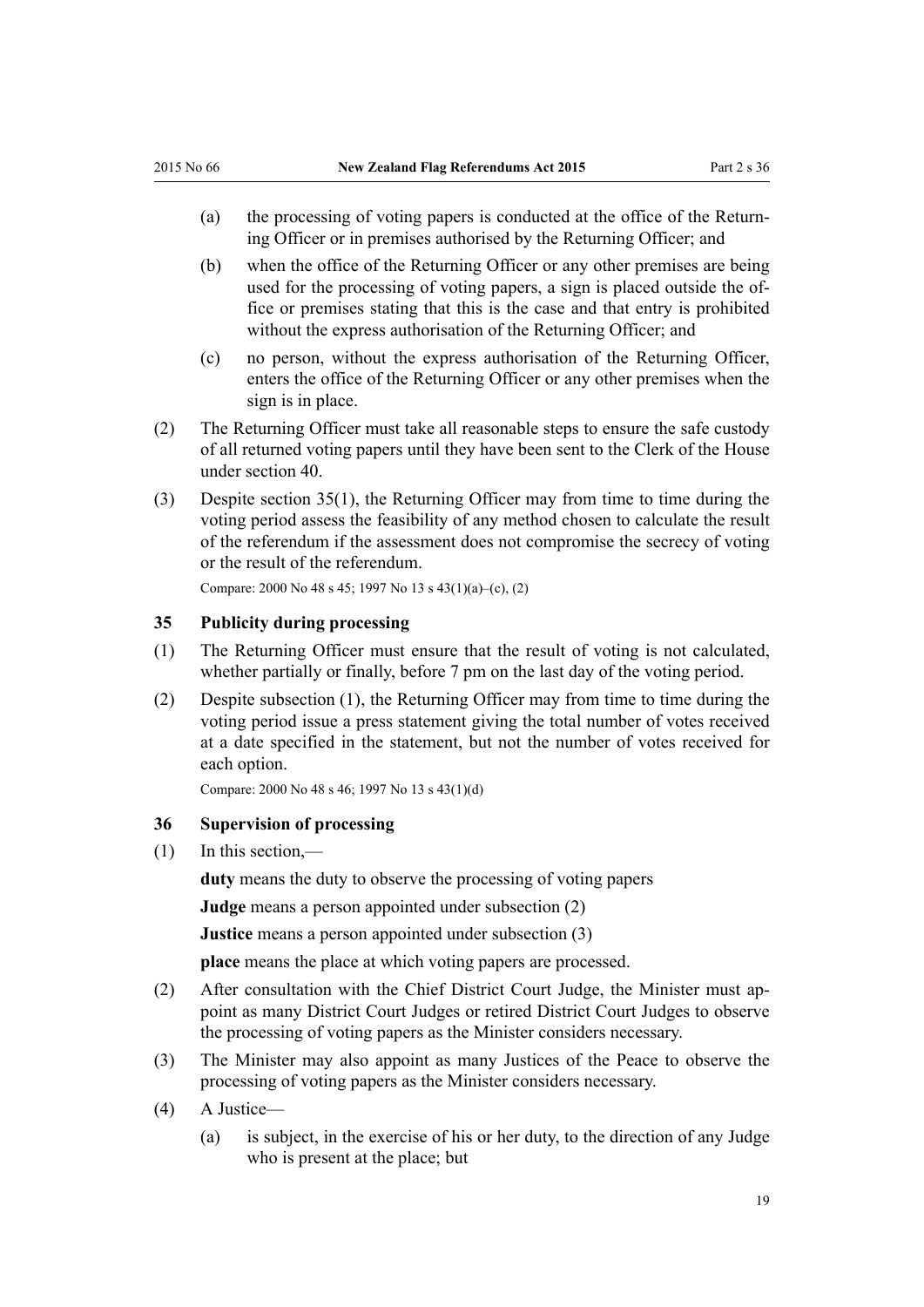(a) the processing of voting papers is conducted at the office of the Returning Officer or in premises authorised by the Returning Officer; and

(b) when the office of the Returning Officer or any other premises are being used for the processing of voting papers, a sign is placed outside the office or premises stating that this is the case and that entry is prohibited without the express authorisation of the Returning Officer; and

(c) no person, without the express authorisation of the Returning Officer, enters the office of the Returning Officer or any other premises when the sign is in place.

(2) The Returning Officer must take all reasonable steps to ensure the safe custody of all returned voting papers until they have been sent to the Clerk of the House under section 40.

(3) Despite section 35(1), the Returning Officer may from time to time during the voting period assess the feasibility of any method chosen to calculate the result of the referendum if the assessment does not compromise the secrecy of voting or the result of the referendum.

Compare: 2000 No 48 s 45; 1997 No 13 s 43(1)(a)–(c), (2)

### 35 Publicity during processing

(1) The Returning Officer must ensure that the result of voting is not calculated, whether partially or finally, before 7 pm on the last day of the voting period.

(2) Despite subsection (1), the Returning Officer may from time to time during the voting period issue a press statement giving the total number of votes received at a date specified in the statement, but not the number of votes received for each option.

Compare: 2000 No 48 s 46; 1997 No 13 s 43(1)(d)

### 36 Supervision of processing

(1) In this section,—

**duty** means the duty to observe the processing of voting papers

**Judge** means a person appointed under subsection (2)

**Justice** means a person appointed under subsection (3)

**place** means the place at which voting papers are processed.

(2) After consultation with the Chief District Court Judge, the Minister must appoint as many District Court Judges or retired District Court Judges to observe the processing of voting papers as the Minister considers necessary.

(3) The Minister may also appoint as many Justices of the Peace to observe the processing of voting papers as the Minister considers necessary.

(4) A Justice—

(a) is subject, in the exercise of his or her duty, to the direction of any Judge who is present at the place; but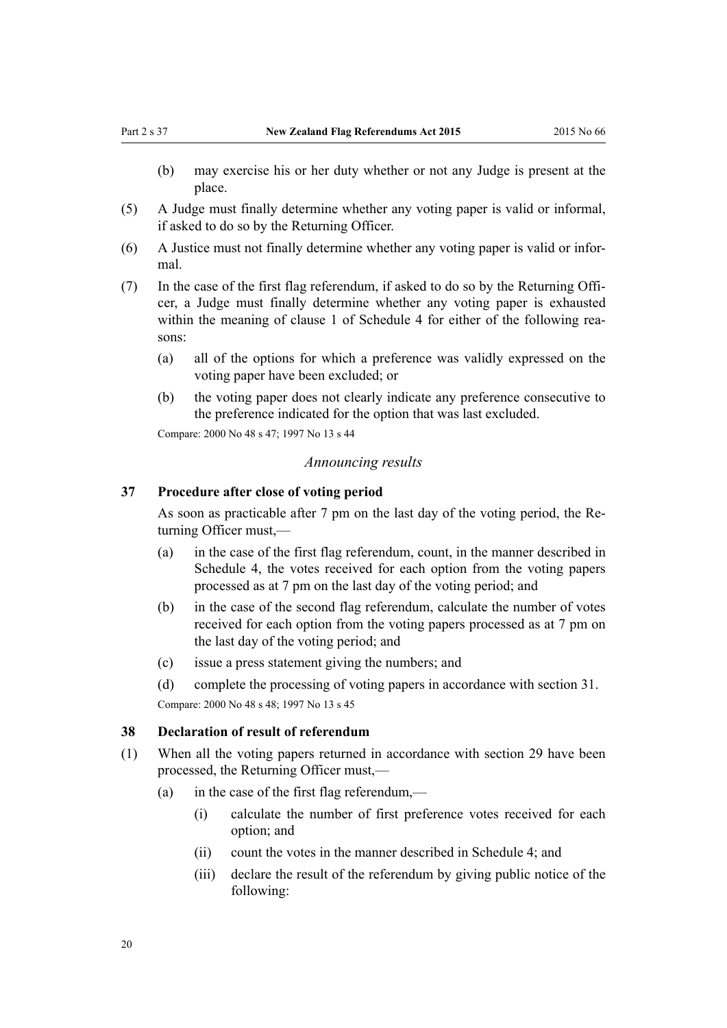(b) may exercise his or her duty whether or not any Judge is present at the place.

(5) A Judge must finally determine whether any voting paper is valid or informal, if asked to do so by the Returning Officer.

(6) A Justice must not finally determine whether any voting paper is valid or informal.

(7) In the case of the first flag referendum, if asked to do so by the Returning Officer, a Judge must finally determine whether any voting paper is exhausted within the meaning of clause 1 of Schedule 4 for either of the following reasons:

(a) all of the options for which a preference was validly expressed on the voting paper have been excluded; or

(b) the voting paper does not clearly indicate any preference consecutive to the preference indicated for the option that was last excluded.

Compare: 2000 No 48 s 47; 1997 No 13 s 44

*Announcing results*

### 37 Procedure after close of voting period

As soon as practicable after 7 pm on the last day of the voting period, the Returning Officer must,—

(a) in the case of the first flag referendum, count, in the manner described in Schedule 4, the votes received for each option from the voting papers processed as at 7 pm on the last day of the voting period; and

(b) in the case of the second flag referendum, calculate the number of votes received for each option from the voting papers processed as at 7 pm on the last day of the voting period; and

(c) issue a press statement giving the numbers; and

(d) complete the processing of voting papers in accordance with section 31.

Compare: 2000 No 48 s 48; 1997 No 13 s 45

### 38 Declaration of result of referendum

(1) When all the voting papers returned in accordance with section 29 have been processed, the Returning Officer must,—

(a) in the case of the first flag referendum,—

(i) calculate the number of first preference votes received for each option; and

(ii) count the votes in the manner described in Schedule 4; and

(iii) declare the result of the referendum by giving public notice of the following: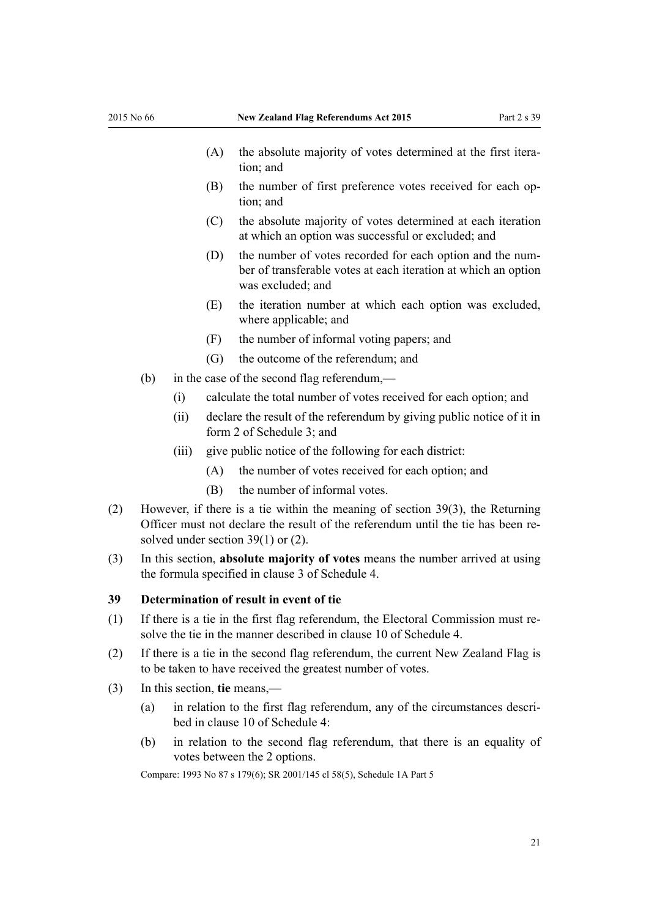(A) the absolute majority of votes determined at the first iteration; and

(B) the number of first preference votes received for each option; and

(C) the absolute majority of votes determined at each iteration at which an option was successful or excluded; and

(D) the number of votes recorded for each option and the number of transferable votes at each iteration at which an option was excluded; and

(E) the iteration number at which each option was excluded, where applicable; and

(F) the number of informal voting papers; and

(G) the outcome of the referendum; and

(b) in the case of the second flag referendum,—

(i) calculate the total number of votes received for each option; and

(ii) declare the result of the referendum by giving public notice of it in form 2 of Schedule 3; and

(iii) give public notice of the following for each district:

(A) the number of votes received for each option; and

(B) the number of informal votes.

(2) However, if there is a tie within the meaning of section 39(3), the Returning Officer must not declare the result of the referendum until the tie has been resolved under section 39(1) or (2).

(3) In this section, **absolute majority of votes** means the number arrived at using the formula specified in clause 3 of Schedule 4.

### 39 Determination of result in event of tie

(1) If there is a tie in the first flag referendum, the Electoral Commission must resolve the tie in the manner described in clause 10 of Schedule 4.

(2) If there is a tie in the second flag referendum, the current New Zealand Flag is to be taken to have received the greatest number of votes.

(3) In this section, **tie** means,—

(a) in relation to the first flag referendum, any of the circumstances described in clause 10 of Schedule 4:

(b) in relation to the second flag referendum, that there is an equality of votes between the 2 options.

Compare: 1993 No 87 s 179(6); SR 2001/145 cl 58(5), Schedule 1A Part 5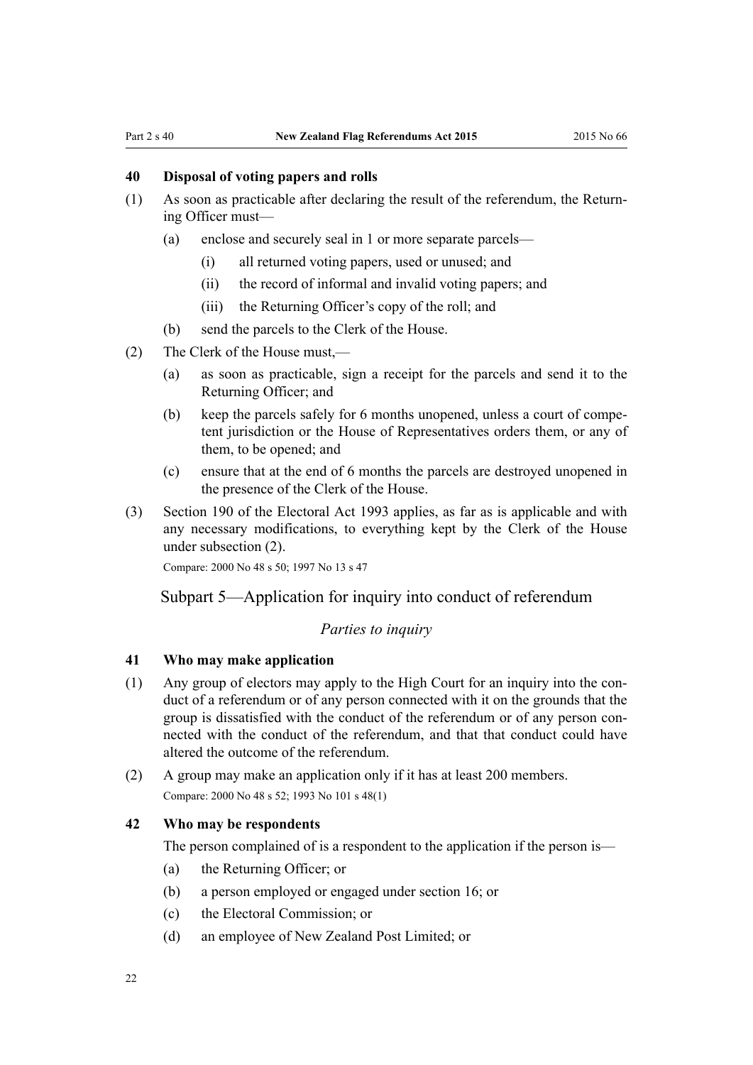### 40 Disposal of voting papers and rolls

(1) As soon as practicable after declaring the result of the referendum, the Returning Officer must—

- (a) enclose and securely seal in 1 or more separate parcels—
  - (i) all returned voting papers, used or unused; and
  - (ii) the record of informal and invalid voting papers; and
  - (iii) the Returning Officer's copy of the roll; and
- (b) send the parcels to the Clerk of the House.

(2) The Clerk of the House must,—

- (a) as soon as practicable, sign a receipt for the parcels and send it to the Returning Officer; and
- (b) keep the parcels safely for 6 months unopened, unless a court of competent jurisdiction or the House of Representatives orders them, or any of them, to be opened; and
- (c) ensure that at the end of 6 months the parcels are destroyed unopened in the presence of the Clerk of the House.

(3) Section 190 of the Electoral Act 1993 applies, as far as is applicable and with any necessary modifications, to everything kept by the Clerk of the House under subsection (2).

Compare: 2000 No 48 s 50; 1997 No 13 s 47

## Subpart 5—Application for inquiry into conduct of referendum

*Parties to inquiry*

### 41 Who may make application

(1) Any group of electors may apply to the High Court for an inquiry into the conduct of a referendum or of any person connected with it on the grounds that the group is dissatisfied with the conduct of the referendum or of any person connected with the conduct of the referendum, and that that conduct could have altered the outcome of the referendum.

(2) A group may make an application only if it has at least 200 members.

Compare: 2000 No 48 s 52; 1993 No 101 s 48(1)

### 42 Who may be respondents

The person complained of is a respondent to the application if the person is—

- (a) the Returning Officer; or
- (b) a person employed or engaged under section 16; or
- (c) the Electoral Commission; or
- (d) an employee of New Zealand Post Limited; or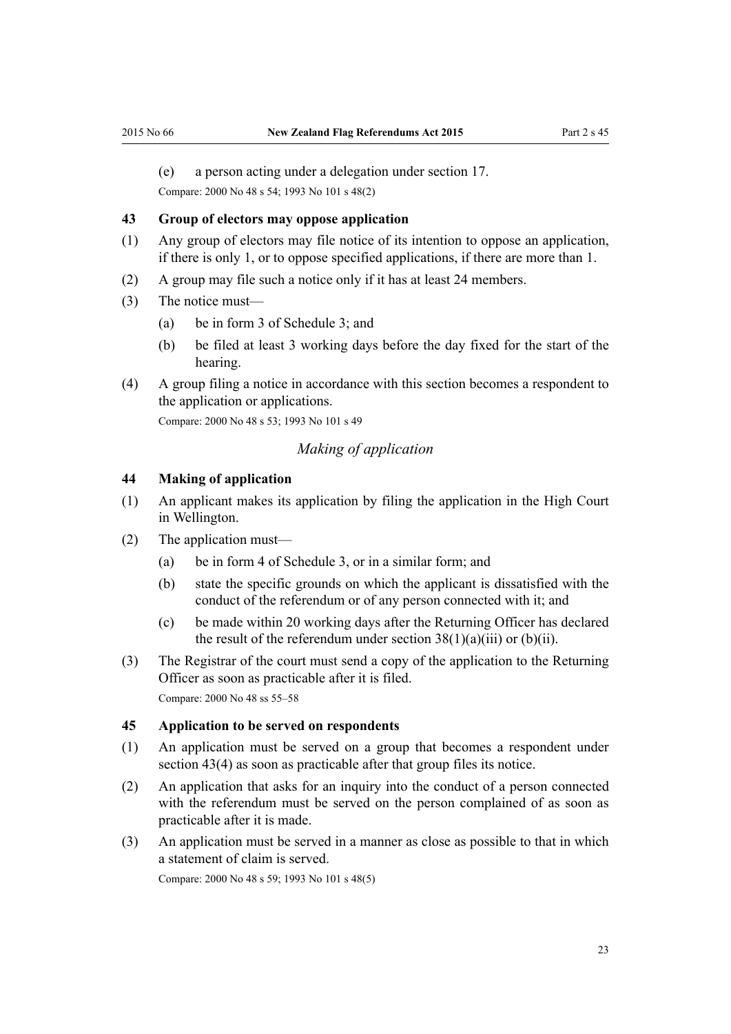(e) a person acting under a delegation under section 17.

Compare: 2000 No 48 s 54; 1993 No 101 s 48(2)

### 43 Group of electors may oppose application

(1) Any group of electors may file notice of its intention to oppose an application, if there is only 1, or to oppose specified applications, if there are more than 1.

(2) A group may file such a notice only if it has at least 24 members.

(3) The notice must—

  (a) be in form 3 of Schedule 3; and

  (b) be filed at least 3 working days before the day fixed for the start of the hearing.

(4) A group filing a notice in accordance with this section becomes a respondent to the application or applications.

Compare: 2000 No 48 s 53; 1993 No 101 s 49

*Making of application*

### 44 Making of application

(1) An applicant makes its application by filing the application in the High Court in Wellington.

(2) The application must—

  (a) be in form 4 of Schedule 3, or in a similar form; and

  (b) state the specific grounds on which the applicant is dissatisfied with the conduct of the referendum or of any person connected with it; and

  (c) be made within 20 working days after the Returning Officer has declared the result of the referendum under section 38(1)(a)(iii) or (b)(ii).

(3) The Registrar of the court must send a copy of the application to the Returning Officer as soon as practicable after it is filed.

Compare: 2000 No 48 ss 55–58

### 45 Application to be served on respondents

(1) An application must be served on a group that becomes a respondent under section 43(4) as soon as practicable after that group files its notice.

(2) An application that asks for an inquiry into the conduct of a person connected with the referendum must be served on the person complained of as soon as practicable after it is made.

(3) An application must be served in a manner as close as possible to that in which a statement of claim is served.

Compare: 2000 No 48 s 59; 1993 No 101 s 48(5)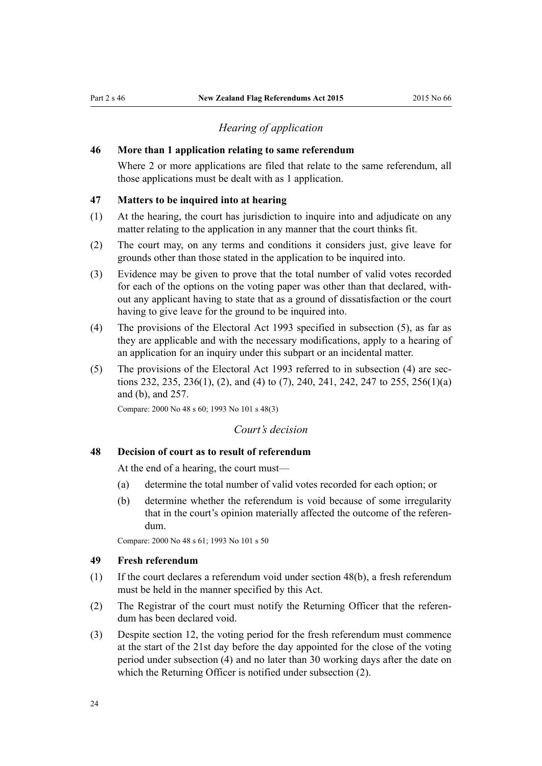*Hearing of application*

### 46 More than 1 application relating to same referendum

Where 2 or more applications are filed that relate to the same referendum, all those applications must be dealt with as 1 application.

### 47 Matters to be inquired into at hearing

(1) At the hearing, the court has jurisdiction to inquire into and adjudicate on any matter relating to the application in any manner that the court thinks fit.

(2) The court may, on any terms and conditions it considers just, give leave for grounds other than those stated in the application to be inquired into.

(3) Evidence may be given to prove that the total number of valid votes recorded for each of the options on the voting paper was other than that declared, without any applicant having to state that as a ground of dissatisfaction or the court having to give leave for the ground to be inquired into.

(4) The provisions of the Electoral Act 1993 specified in subsection (5), as far as they are applicable and with the necessary modifications, apply to a hearing of an application for an inquiry under this subpart or an incidental matter.

(5) The provisions of the Electoral Act 1993 referred to in subsection (4) are sections 232, 235, 236(1), (2), and (4) to (7), 240, 241, 242, 247 to 255, 256(1)(a) and (b), and 257.

Compare: 2000 No 48 s 60; 1993 No 101 s 48(3)

*Court's decision*

### 48 Decision of court as to result of referendum

At the end of a hearing, the court must—

(a) determine the total number of valid votes recorded for each option; or

(b) determine whether the referendum is void because of some irregularity that in the court's opinion materially affected the outcome of the referendum.

Compare: 2000 No 48 s 61; 1993 No 101 s 50

### 49 Fresh referendum

(1) If the court declares a referendum void under section 48(b), a fresh referendum must be held in the manner specified by this Act.

(2) The Registrar of the court must notify the Returning Officer that the referendum has been declared void.

(3) Despite section 12, the voting period for the fresh referendum must commence at the start of the 21st day before the day appointed for the close of the voting period under subsection (4) and no later than 30 working days after the date on which the Returning Officer is notified under subsection (2).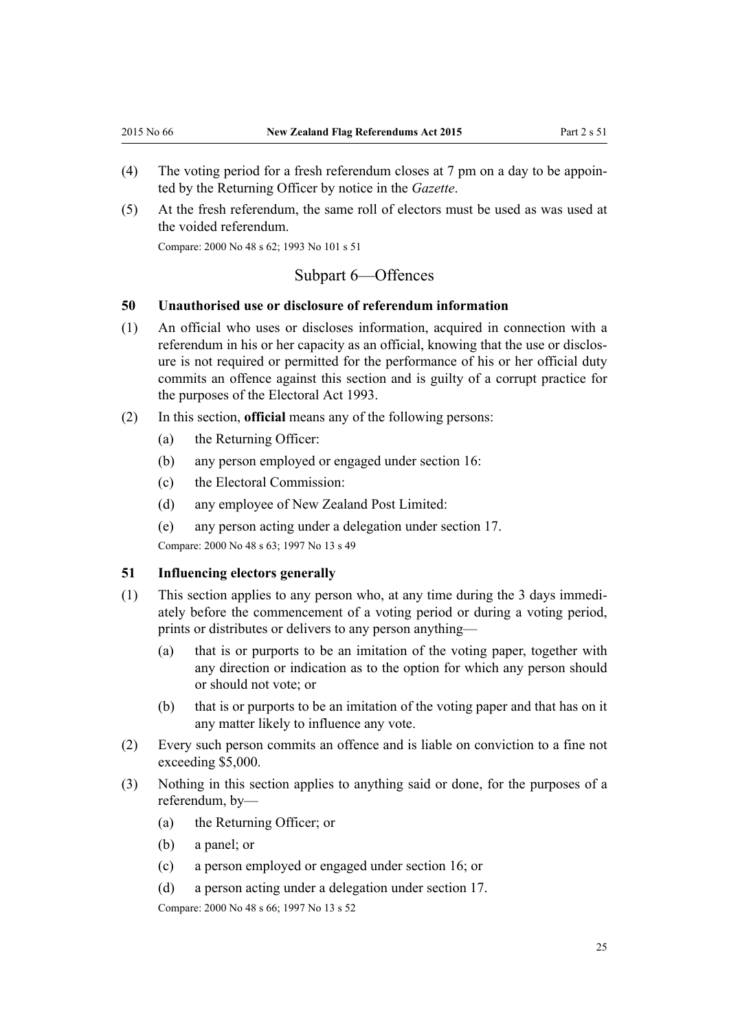(4) The voting period for a fresh referendum closes at 7 pm on a day to be appointed by the Returning Officer by notice in the *Gazette*.

(5) At the fresh referendum, the same roll of electors must be used as was used at the voided referendum.

Compare: 2000 No 48 s 62; 1993 No 101 s 51

## Subpart 6—Offences

### 50 Unauthorised use or disclosure of referendum information

(1) An official who uses or discloses information, acquired in connection with a referendum in his or her capacity as an official, knowing that the use or disclosure is not required or permitted for the performance of his or her official duty commits an offence against this section and is guilty of a corrupt practice for the purposes of the Electoral Act 1993.

(2) In this section, **official** means any of the following persons:

- (a) the Returning Officer:
- (b) any person employed or engaged under section 16:
- (c) the Electoral Commission:
- (d) any employee of New Zealand Post Limited:
- (e) any person acting under a delegation under section 17.

Compare: 2000 No 48 s 63; 1997 No 13 s 49

### 51 Influencing electors generally

(1) This section applies to any person who, at any time during the 3 days immediately before the commencement of a voting period or during a voting period, prints or distributes or delivers to any person anything—

- (a) that is or purports to be an imitation of the voting paper, together with any direction or indication as to the option for which any person should or should not vote; or
- (b) that is or purports to be an imitation of the voting paper and that has on it any matter likely to influence any vote.

(2) Every such person commits an offence and is liable on conviction to a fine not exceeding $5,000.

(3) Nothing in this section applies to anything said or done, for the purposes of a referendum, by—

- (a) the Returning Officer; or
- (b) a panel; or
- (c) a person employed or engaged under section 16; or
- (d) a person acting under a delegation under section 17.

Compare: 2000 No 48 s 66; 1997 No 13 s 52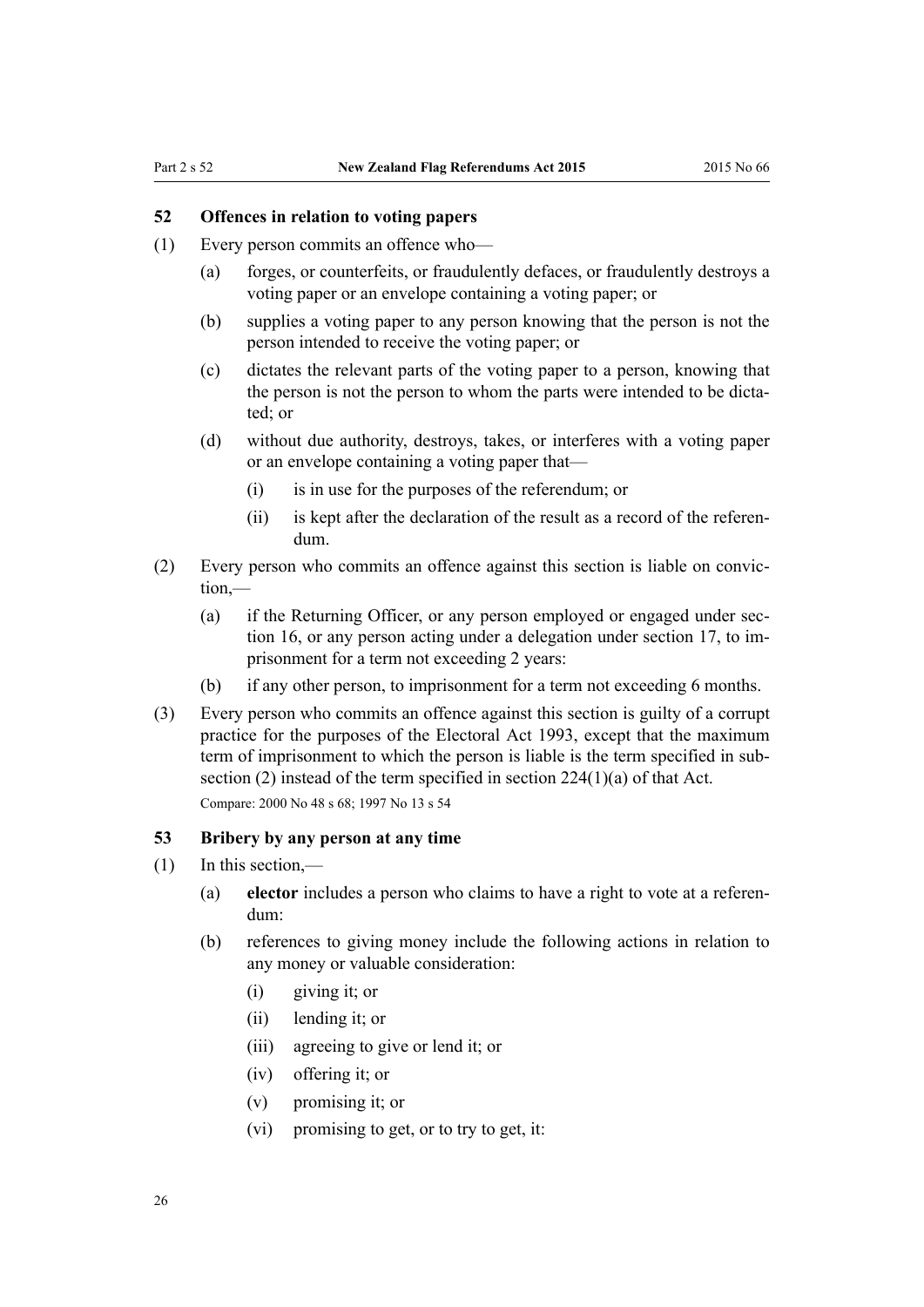### 52 Offences in relation to voting papers

(1) Every person commits an offence who—

  (a) forges, or counterfeits, or fraudulently defaces, or fraudulently destroys a voting paper or an envelope containing a voting paper; or

  (b) supplies a voting paper to any person knowing that the person is not the person intended to receive the voting paper; or

  (c) dictates the relevant parts of the voting paper to a person, knowing that the person is not the person to whom the parts were intended to be dictated; or

  (d) without due authority, destroys, takes, or interferes with a voting paper or an envelope containing a voting paper that—

    (i) is in use for the purposes of the referendum; or

    (ii) is kept after the declaration of the result as a record of the referendum.

(2) Every person who commits an offence against this section is liable on conviction,—

  (a) if the Returning Officer, or any person employed or engaged under section 16, or any person acting under a delegation under section 17, to imprisonment for a term not exceeding 2 years:

  (b) if any other person, to imprisonment for a term not exceeding 6 months.

(3) Every person who commits an offence against this section is guilty of a corrupt practice for the purposes of the Electoral Act 1993, except that the maximum term of imprisonment to which the person is liable is the term specified in subsection (2) instead of the term specified in section 224(1)(a) of that Act.

Compare: 2000 No 48 s 68; 1997 No 13 s 54

### 53 Bribery by any person at any time

(1) In this section,—

  (a) **elector** includes a person who claims to have a right to vote at a referendum:

  (b) references to giving money include the following actions in relation to any money or valuable consideration:

    (i) giving it; or

    (ii) lending it; or

    (iii) agreeing to give or lend it; or

    (iv) offering it; or

    (v) promising it; or

    (vi) promising to get, or to try to get, it: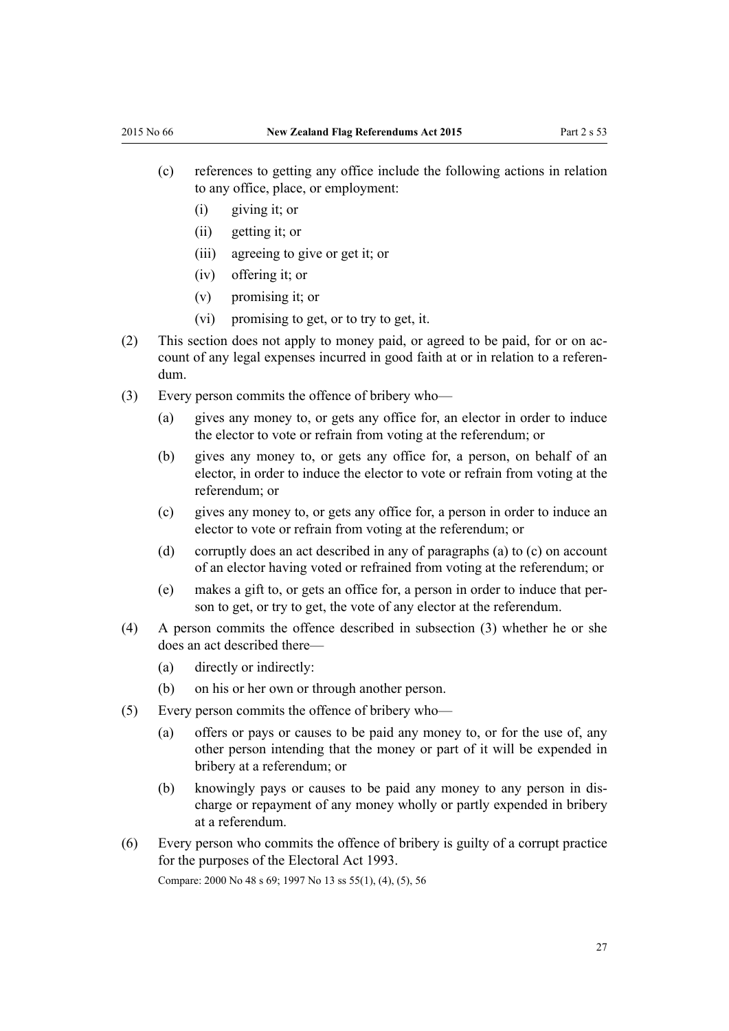(c) references to getting any office include the following actions in relation to any office, place, or employment:

   (i) giving it; or

   (ii) getting it; or

   (iii) agreeing to give or get it; or

   (iv) offering it; or

   (v) promising it; or

   (vi) promising to get, or to try to get, it.

(2) This section does not apply to money paid, or agreed to be paid, for or on account of any legal expenses incurred in good faith at or in relation to a referendum.

(3) Every person commits the offence of bribery who—

   (a) gives any money to, or gets any office for, an elector in order to induce the elector to vote or refrain from voting at the referendum; or

   (b) gives any money to, or gets any office for, a person, on behalf of an elector, in order to induce the elector to vote or refrain from voting at the referendum; or

   (c) gives any money to, or gets any office for, a person in order to induce an elector to vote or refrain from voting at the referendum; or

   (d) corruptly does an act described in any of paragraphs (a) to (c) on account of an elector having voted or refrained from voting at the referendum; or

   (e) makes a gift to, or gets an office for, a person in order to induce that person to get, or try to get, the vote of any elector at the referendum.

(4) A person commits the offence described in subsection (3) whether he or she does an act described there—

   (a) directly or indirectly:

   (b) on his or her own or through another person.

(5) Every person commits the offence of bribery who—

   (a) offers or pays or causes to be paid any money to, or for the use of, any other person intending that the money or part of it will be expended in bribery at a referendum; or

   (b) knowingly pays or causes to be paid any money to any person in discharge or repayment of any money wholly or partly expended in bribery at a referendum.

(6) Every person who commits the offence of bribery is guilty of a corrupt practice for the purposes of the Electoral Act 1993.

Compare: 2000 No 48 s 69; 1997 No 13 ss 55(1), (4), (5), 56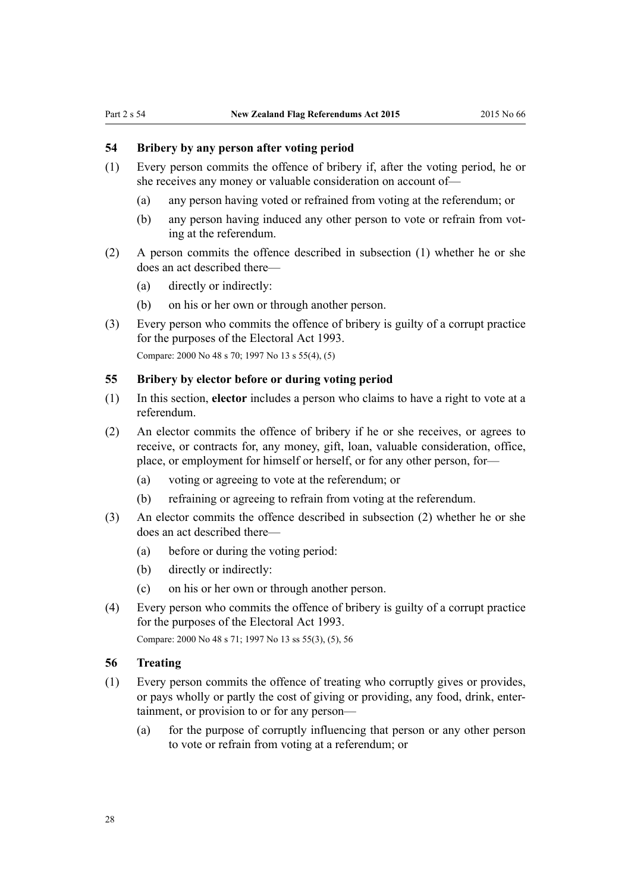### 54 Bribery by any person after voting period

(1) Every person commits the offence of bribery if, after the voting period, he or she receives any money or valuable consideration on account of—

(a) any person having voted or refrained from voting at the referendum; or

(b) any person having induced any other person to vote or refrain from voting at the referendum.

(2) A person commits the offence described in subsection (1) whether he or she does an act described there—

(a) directly or indirectly:

(b) on his or her own or through another person.

(3) Every person who commits the offence of bribery is guilty of a corrupt practice for the purposes of the Electoral Act 1993.

Compare: 2000 No 48 s 70; 1997 No 13 s 55(4), (5)

### 55 Bribery by elector before or during voting period

(1) In this section, **elector** includes a person who claims to have a right to vote at a referendum.

(2) An elector commits the offence of bribery if he or she receives, or agrees to receive, or contracts for, any money, gift, loan, valuable consideration, office, place, or employment for himself or herself, or for any other person, for—

(a) voting or agreeing to vote at the referendum; or

(b) refraining or agreeing to refrain from voting at the referendum.

(3) An elector commits the offence described in subsection (2) whether he or she does an act described there—

(a) before or during the voting period:

(b) directly or indirectly:

(c) on his or her own or through another person.

(4) Every person who commits the offence of bribery is guilty of a corrupt practice for the purposes of the Electoral Act 1993.

Compare: 2000 No 48 s 71; 1997 No 13 ss 55(3), (5), 56

### 56 Treating

(1) Every person commits the offence of treating who corruptly gives or provides, or pays wholly or partly the cost of giving or providing, any food, drink, entertainment, or provision to or for any person—

(a) for the purpose of corruptly influencing that person or any other person to vote or refrain from voting at a referendum; or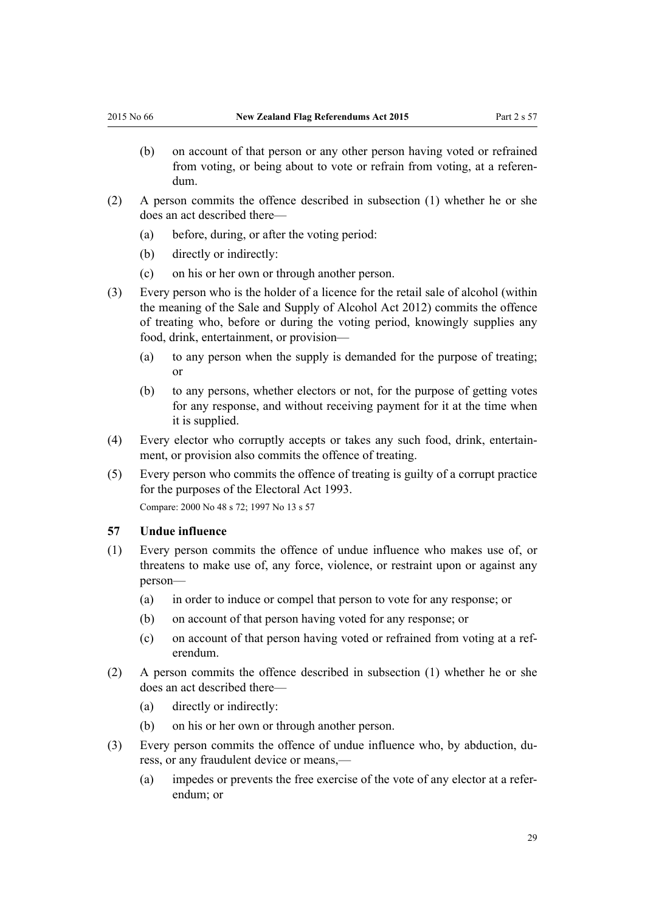(b) on account of that person or any other person having voted or refrained from voting, or being about to vote or refrain from voting, at a referendum.

(2) A person commits the offence described in subsection (1) whether he or she does an act described there—

(a) before, during, or after the voting period:

(b) directly or indirectly:

(c) on his or her own or through another person.

(3) Every person who is the holder of a licence for the retail sale of alcohol (within the meaning of the Sale and Supply of Alcohol Act 2012) commits the offence of treating who, before or during the voting period, knowingly supplies any food, drink, entertainment, or provision—

(a) to any person when the supply is demanded for the purpose of treating; or

(b) to any persons, whether electors or not, for the purpose of getting votes for any response, and without receiving payment for it at the time when it is supplied.

(4) Every elector who corruptly accepts or takes any such food, drink, entertainment, or provision also commits the offence of treating.

(5) Every person who commits the offence of treating is guilty of a corrupt practice for the purposes of the Electoral Act 1993.

Compare: 2000 No 48 s 72; 1997 No 13 s 57

### 57 Undue influence

(1) Every person commits the offence of undue influence who makes use of, or threatens to make use of, any force, violence, or restraint upon or against any person—

(a) in order to induce or compel that person to vote for any response; or

(b) on account of that person having voted for any response; or

(c) on account of that person having voted or refrained from voting at a referendum.

(2) A person commits the offence described in subsection (1) whether he or she does an act described there—

(a) directly or indirectly:

(b) on his or her own or through another person.

(3) Every person commits the offence of undue influence who, by abduction, duress, or any fraudulent device or means,—

(a) impedes or prevents the free exercise of the vote of any elector at a referendum; or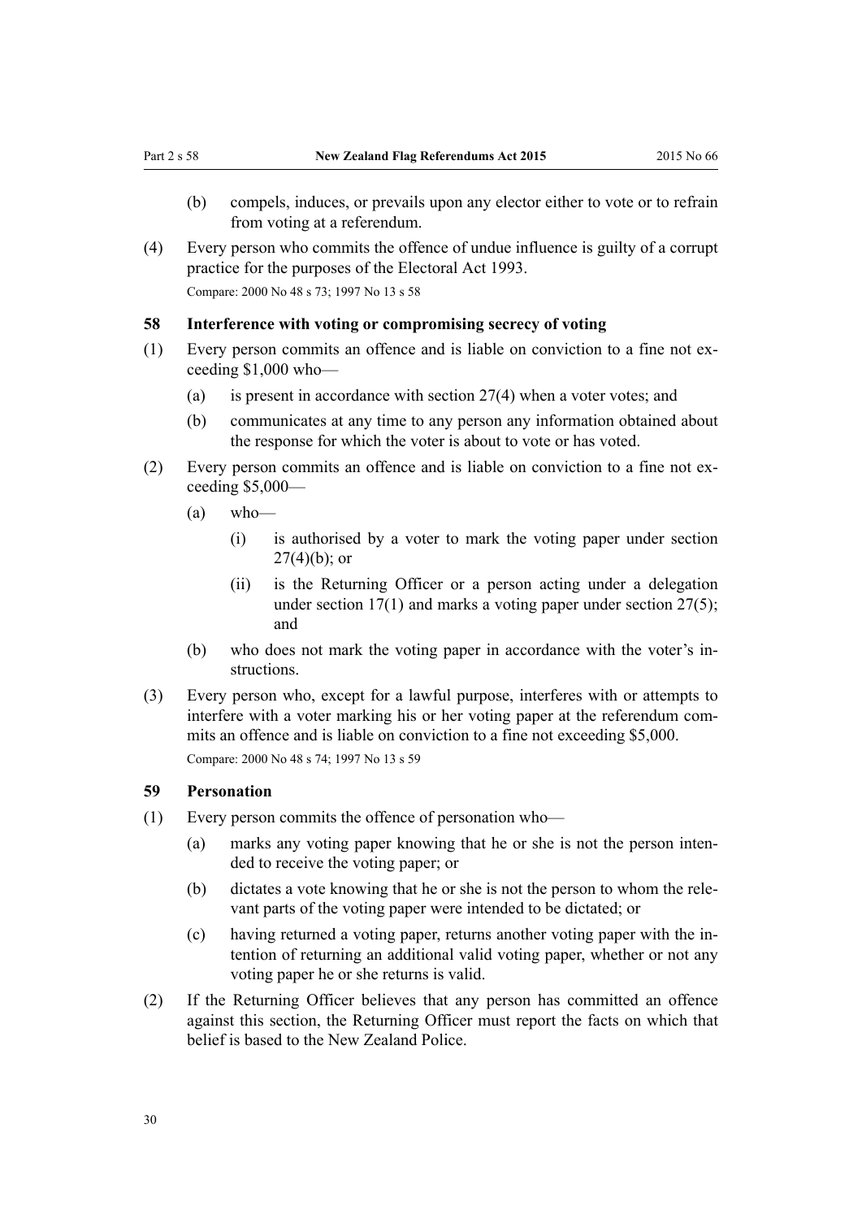(b) compels, induces, or prevails upon any elector either to vote or to refrain from voting at a referendum.

(4) Every person who commits the offence of undue influence is guilty of a corrupt practice for the purposes of the Electoral Act 1993.

Compare: 2000 No 48 s 73; 1997 No 13 s 58

### 58 Interference with voting or compromising secrecy of voting

(1) Every person commits an offence and is liable on conviction to a fine not exceeding $1,000 who—

(a) is present in accordance with section 27(4) when a voter votes; and

(b) communicates at any time to any person any information obtained about the response for which the voter is about to vote or has voted.

(2) Every person commits an offence and is liable on conviction to a fine not exceeding $5,000—

(a) who—

(i) is authorised by a voter to mark the voting paper under section 27(4)(b); or

(ii) is the Returning Officer or a person acting under a delegation under section 17(1) and marks a voting paper under section 27(5); and

(b) who does not mark the voting paper in accordance with the voter's instructions.

(3) Every person who, except for a lawful purpose, interferes with or attempts to interfere with a voter marking his or her voting paper at the referendum commits an offence and is liable on conviction to a fine not exceeding $5,000.

Compare: 2000 No 48 s 74; 1997 No 13 s 59

### 59 Personation

(1) Every person commits the offence of personation who—

(a) marks any voting paper knowing that he or she is not the person intended to receive the voting paper; or

(b) dictates a vote knowing that he or she is not the person to whom the relevant parts of the voting paper were intended to be dictated; or

(c) having returned a voting paper, returns another voting paper with the intention of returning an additional valid voting paper, whether or not any voting paper he or she returns is valid.

(2) If the Returning Officer believes that any person has committed an offence against this section, the Returning Officer must report the facts on which that belief is based to the New Zealand Police.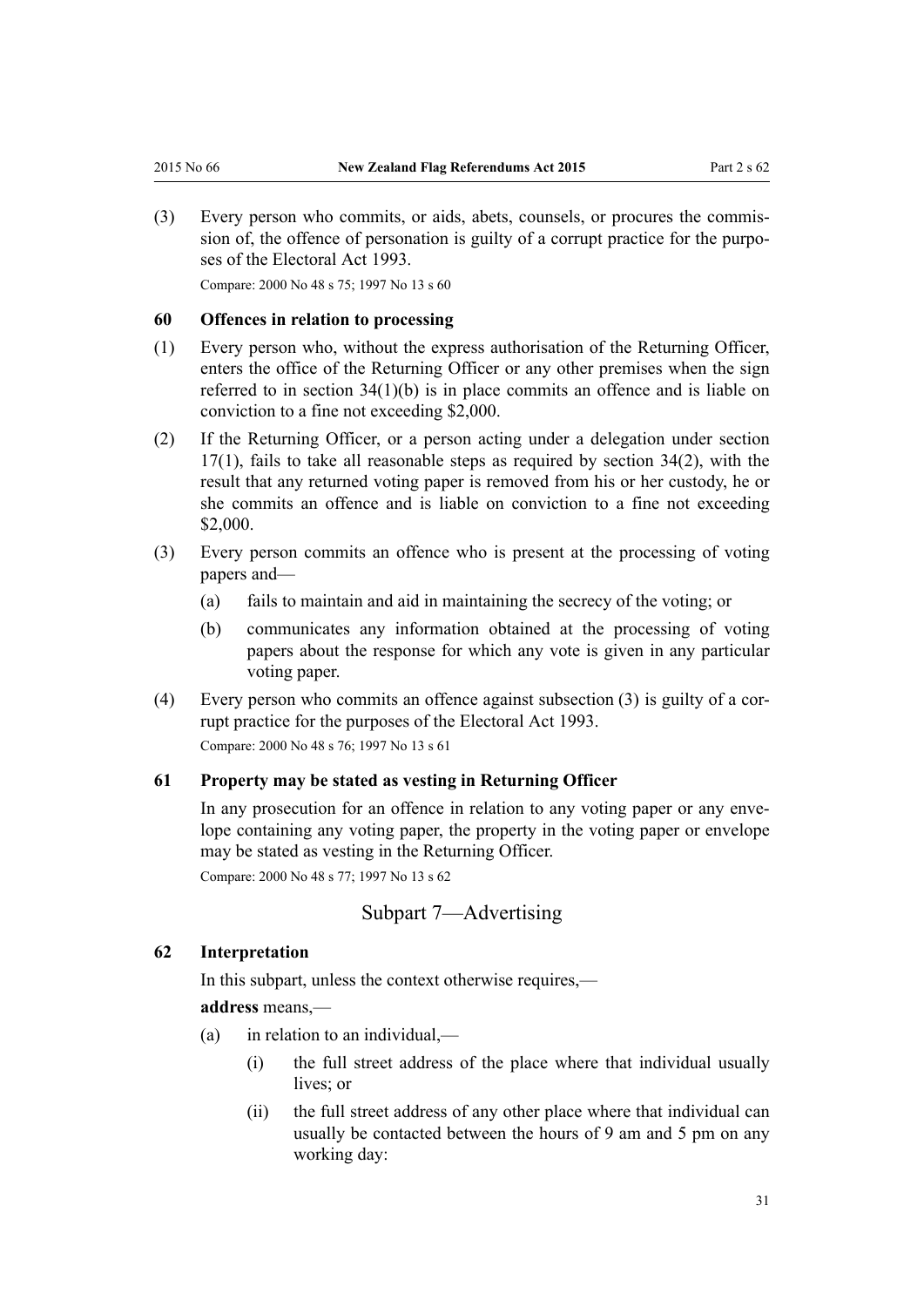(3) Every person who commits, or aids, abets, counsels, or procures the commission of, the offence of personation is guilty of a corrupt practice for the purposes of the Electoral Act 1993.

Compare: 2000 No 48 s 75; 1997 No 13 s 60

### 60 Offences in relation to processing

(1) Every person who, without the express authorisation of the Returning Officer, enters the office of the Returning Officer or any other premises when the sign referred to in section 34(1)(b) is in place commits an offence and is liable on conviction to a fine not exceeding $2,000.

(2) If the Returning Officer, or a person acting under a delegation under section 17(1), fails to take all reasonable steps as required by section 34(2), with the result that any returned voting paper is removed from his or her custody, he or she commits an offence and is liable on conviction to a fine not exceeding $2,000.

(3) Every person commits an offence who is present at the processing of voting papers and—

- (a) fails to maintain and aid in maintaining the secrecy of the voting; or
- (b) communicates any information obtained at the processing of voting papers about the response for which any vote is given in any particular voting paper.

(4) Every person who commits an offence against subsection (3) is guilty of a corrupt practice for the purposes of the Electoral Act 1993.

Compare: 2000 No 48 s 76; 1997 No 13 s 61

### 61 Property may be stated as vesting in Returning Officer

In any prosecution for an offence in relation to any voting paper or any envelope containing any voting paper, the property in the voting paper or envelope may be stated as vesting in the Returning Officer.

Compare: 2000 No 48 s 77; 1997 No 13 s 62

## Subpart 7—Advertising

### 62 Interpretation

In this subpart, unless the context otherwise requires,—

**address** means,—

- (a) in relation to an individual,—
  - (i) the full street address of the place where that individual usually lives; or
  - (ii) the full street address of any other place where that individual can usually be contacted between the hours of 9 am and 5 pm on any working day: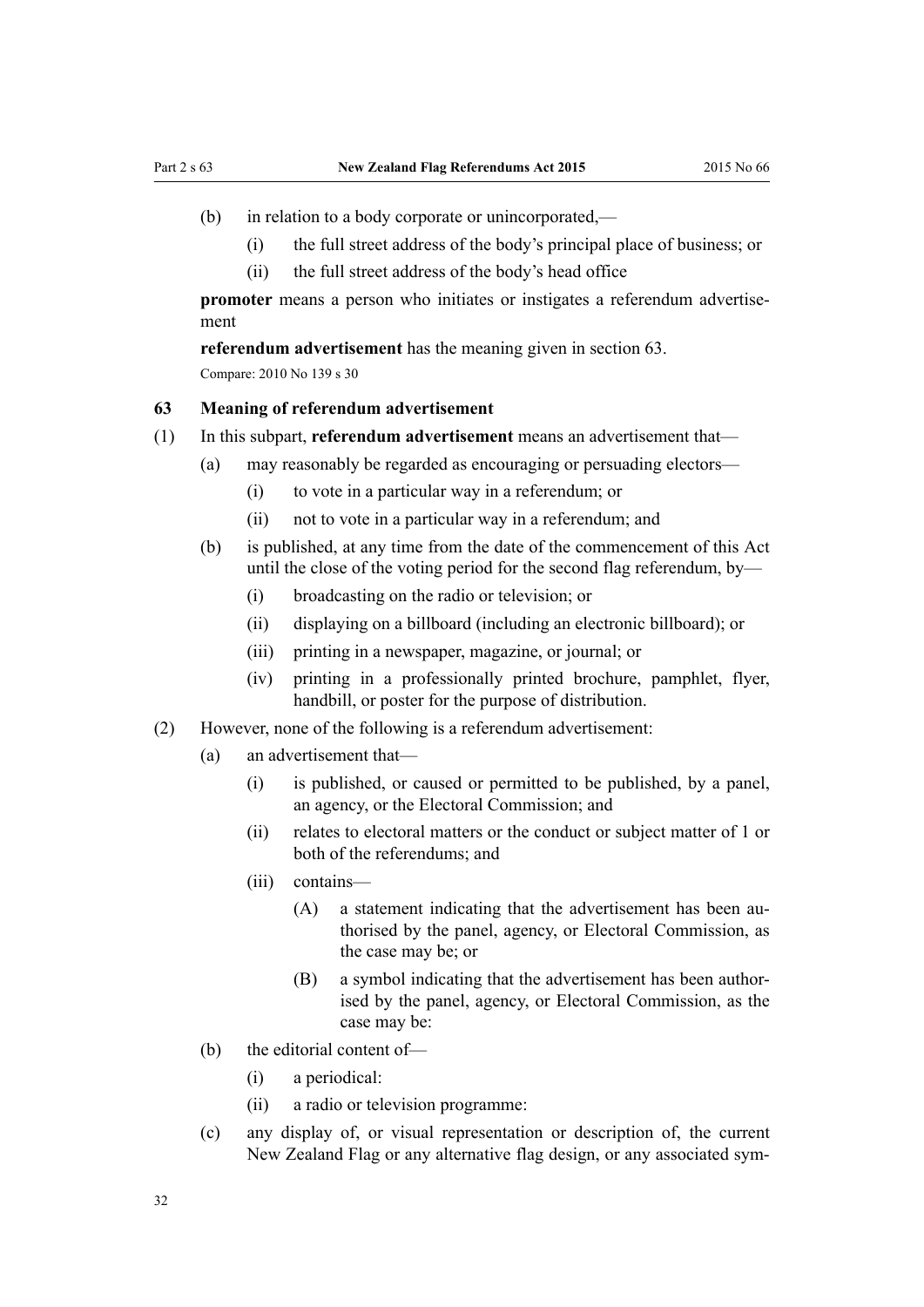(b) in relation to a body corporate or unincorporated,—

(i) the full street address of the body's principal place of business; or

(ii) the full street address of the body's head office

**promoter** means a person who initiates or instigates a referendum advertisement

**referendum advertisement** has the meaning given in section 63.

Compare: 2010 No 139 s 30

### 63 Meaning of referendum advertisement

(1) In this subpart, **referendum advertisement** means an advertisement that—

(a) may reasonably be regarded as encouraging or persuading electors—

(i) to vote in a particular way in a referendum; or

(ii) not to vote in a particular way in a referendum; and

(b) is published, at any time from the date of the commencement of this Act until the close of the voting period for the second flag referendum, by—

(i) broadcasting on the radio or television; or

(ii) displaying on a billboard (including an electronic billboard); or

(iii) printing in a newspaper, magazine, or journal; or

(iv) printing in a professionally printed brochure, pamphlet, flyer, handbill, or poster for the purpose of distribution.

(2) However, none of the following is a referendum advertisement:

(a) an advertisement that—

(i) is published, or caused or permitted to be published, by a panel, an agency, or the Electoral Commission; and

(ii) relates to electoral matters or the conduct or subject matter of 1 or both of the referendums; and

(iii) contains—

(A) a statement indicating that the advertisement has been authorised by the panel, agency, or Electoral Commission, as the case may be; or

(B) a symbol indicating that the advertisement has been authorised by the panel, agency, or Electoral Commission, as the case may be:

(b) the editorial content of—

(i) a periodical:

(ii) a radio or television programme:

(c) any display of, or visual representation or description of, the current New Zealand Flag or any alternative flag design, or any associated sym-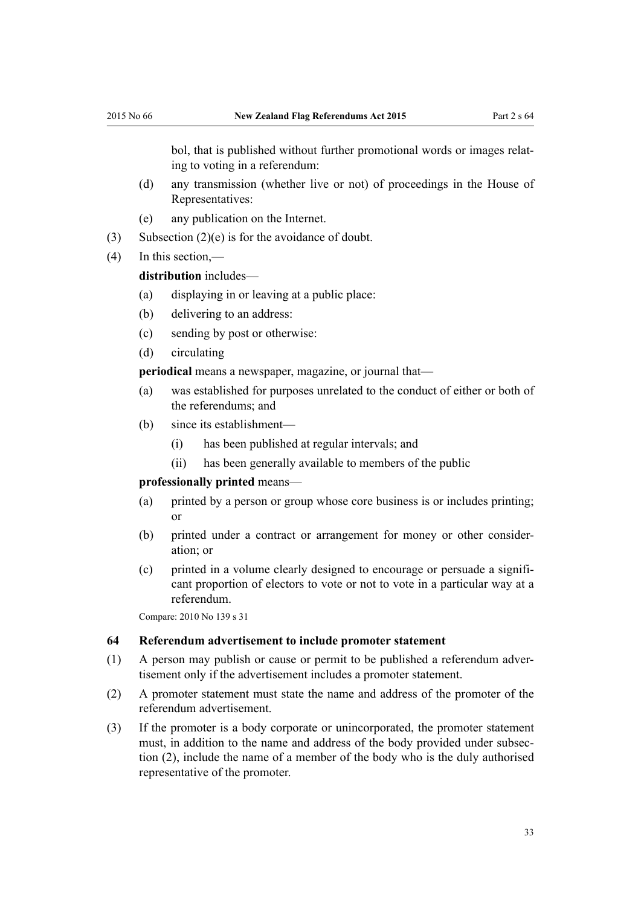bol, that is published without further promotional words or images relating to voting in a referendum:

(d) any transmission (whether live or not) of proceedings in the House of Representatives:

(e) any publication on the Internet.

(3) Subsection (2)(e) is for the avoidance of doubt.

(4) In this section,—

**distribution** includes—

(a) displaying in or leaving at a public place:

(b) delivering to an address:

(c) sending by post or otherwise:

(d) circulating

**periodical** means a newspaper, magazine, or journal that—

(a) was established for purposes unrelated to the conduct of either or both of the referendums; and

(b) since its establishment—

(i) has been published at regular intervals; and

(ii) has been generally available to members of the public

**professionally printed** means—

(a) printed by a person or group whose core business is or includes printing; or

(b) printed under a contract or arrangement for money or other consideration; or

(c) printed in a volume clearly designed to encourage or persuade a significant proportion of electors to vote or not to vote in a particular way at a referendum.

Compare: 2010 No 139 s 31

### 64 Referendum advertisement to include promoter statement

(1) A person may publish or cause or permit to be published a referendum advertisement only if the advertisement includes a promoter statement.

(2) A promoter statement must state the name and address of the promoter of the referendum advertisement.

(3) If the promoter is a body corporate or unincorporated, the promoter statement must, in addition to the name and address of the body provided under subsection (2), include the name of a member of the body who is the duly authorised representative of the promoter.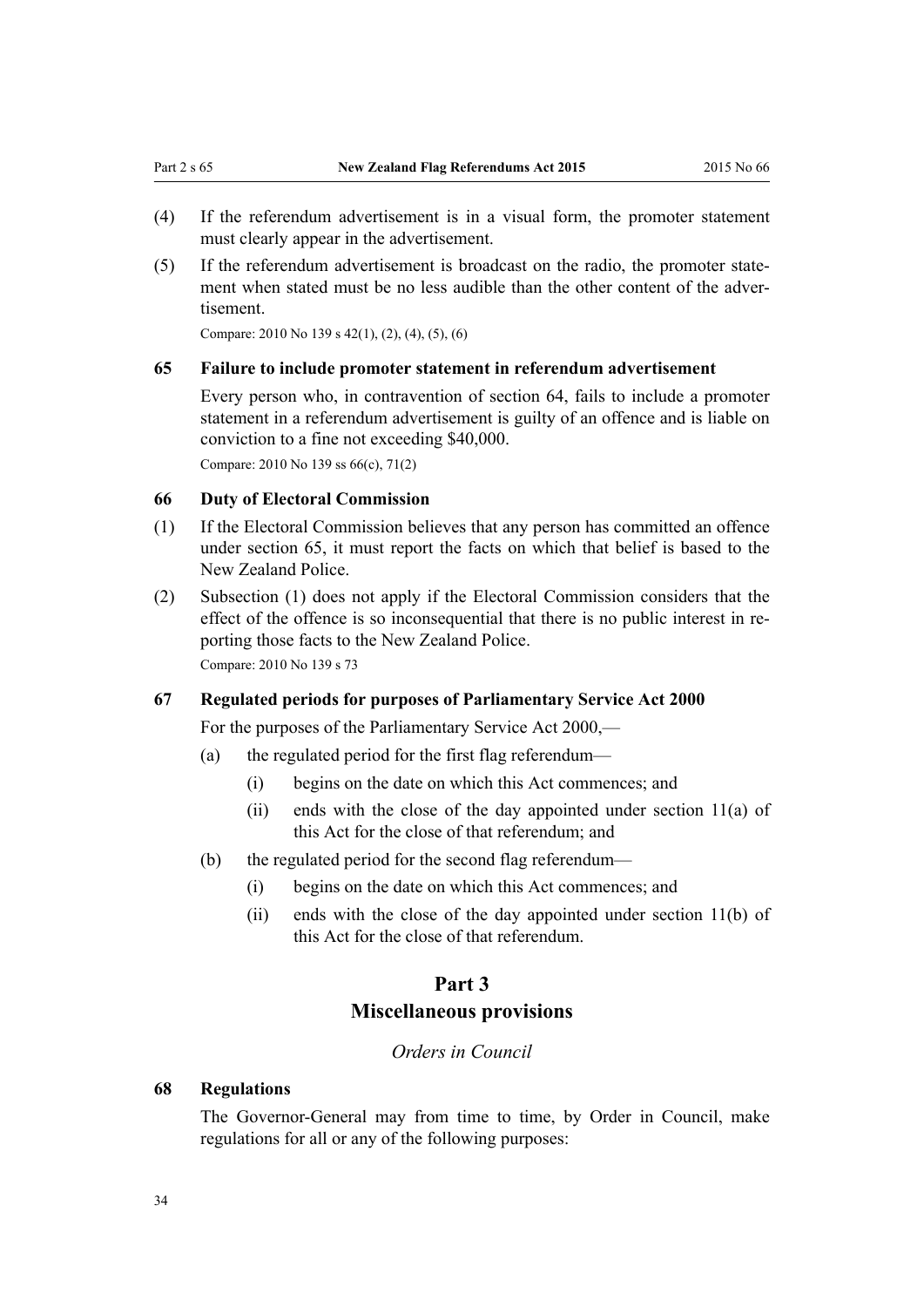(4) If the referendum advertisement is in a visual form, the promoter statement must clearly appear in the advertisement.

(5) If the referendum advertisement is broadcast on the radio, the promoter statement when stated must be no less audible than the other content of the advertisement.

Compare: 2010 No 139 s 42(1), (2), (4), (5), (6)

### 65 Failure to include promoter statement in referendum advertisement

Every person who, in contravention of section 64, fails to include a promoter statement in a referendum advertisement is guilty of an offence and is liable on conviction to a fine not exceeding $40,000.

Compare: 2010 No 139 ss 66(c), 71(2)

### 66 Duty of Electoral Commission

(1) If the Electoral Commission believes that any person has committed an offence under section 65, it must report the facts on which that belief is based to the New Zealand Police.

(2) Subsection (1) does not apply if the Electoral Commission considers that the effect of the offence is so inconsequential that there is no public interest in reporting those facts to the New Zealand Police.

Compare: 2010 No 139 s 73

### 67 Regulated periods for purposes of Parliamentary Service Act 2000

For the purposes of the Parliamentary Service Act 2000,—

- (a) the regulated period for the first flag referendum—
  - (i) begins on the date on which this Act commences; and
  - (ii) ends with the close of the day appointed under section 11(a) of this Act for the close of that referendum; and
- (b) the regulated period for the second flag referendum—
  - (i) begins on the date on which this Act commences; and
  - (ii) ends with the close of the day appointed under section 11(b) of this Act for the close of that referendum.

## Part 3
## Miscellaneous provisions

*Orders in Council*

### 68 Regulations

The Governor-General may from time to time, by Order in Council, make regulations for all or any of the following purposes: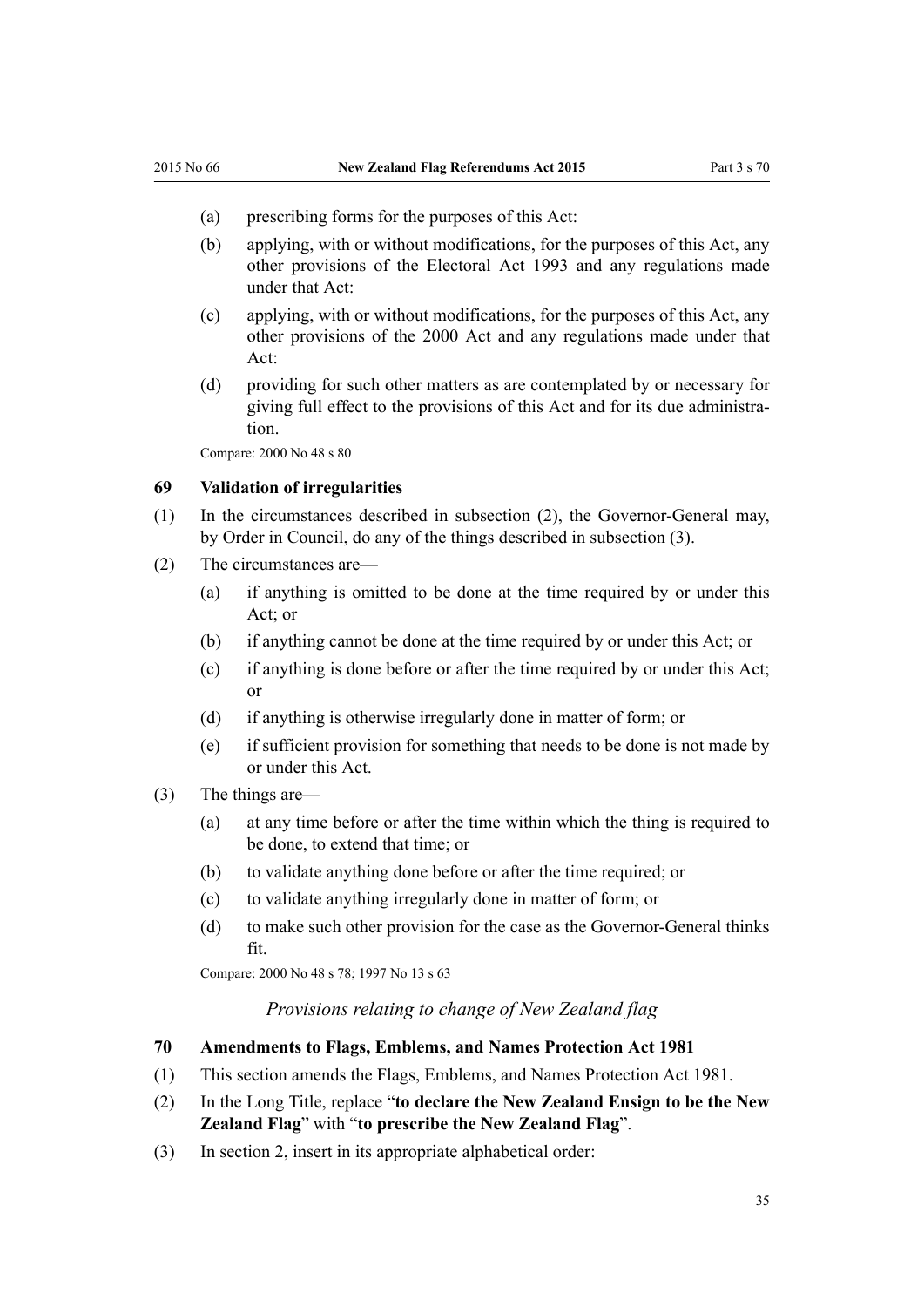(a) prescribing forms for the purposes of this Act:

(b) applying, with or without modifications, for the purposes of this Act, any other provisions of the Electoral Act 1993 and any regulations made under that Act:

(c) applying, with or without modifications, for the purposes of this Act, any other provisions of the 2000 Act and any regulations made under that Act:

(d) providing for such other matters as are contemplated by or necessary for giving full effect to the provisions of this Act and for its due administration.

Compare: 2000 No 48 s 80

### 69 Validation of irregularities

(1) In the circumstances described in subsection (2), the Governor-General may, by Order in Council, do any of the things described in subsection (3).

(2) The circumstances are—

(a) if anything is omitted to be done at the time required by or under this Act; or

(b) if anything cannot be done at the time required by or under this Act; or

(c) if anything is done before or after the time required by or under this Act; or

(d) if anything is otherwise irregularly done in matter of form; or

(e) if sufficient provision for something that needs to be done is not made by or under this Act.

(3) The things are—

(a) at any time before or after the time within which the thing is required to be done, to extend that time; or

(b) to validate anything done before or after the time required; or

(c) to validate anything irregularly done in matter of form; or

(d) to make such other provision for the case as the Governor-General thinks fit.

Compare: 2000 No 48 s 78; 1997 No 13 s 63

*Provisions relating to change of New Zealand flag*

### 70 Amendments to Flags, Emblems, and Names Protection Act 1981

(1) This section amends the Flags, Emblems, and Names Protection Act 1981.

(2) In the Long Title, replace "**to declare the New Zealand Ensign to be the New Zealand Flag**" with "**to prescribe the New Zealand Flag**".

(3) In section 2, insert in its appropriate alphabetical order: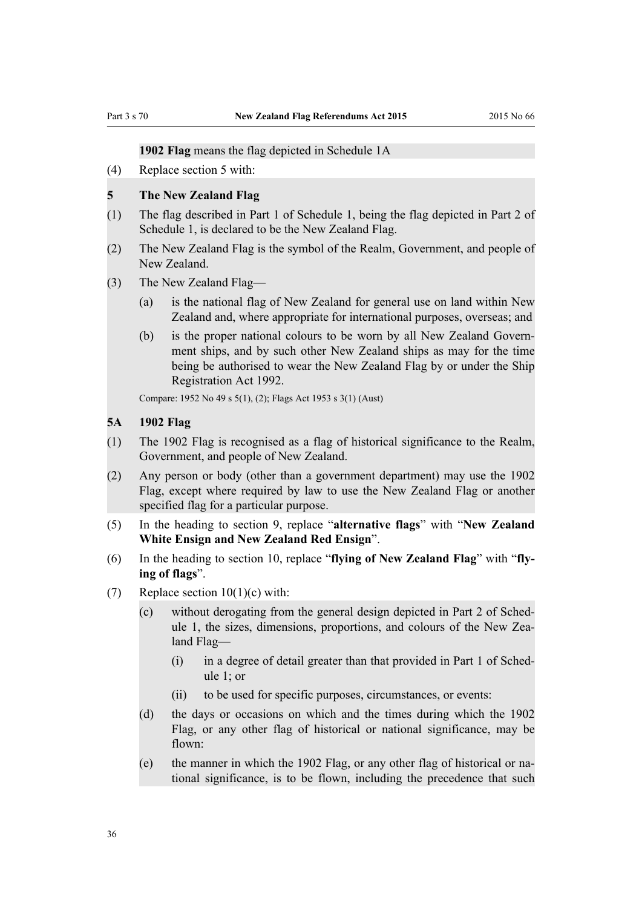**1902 Flag** means the flag depicted in Schedule 1A

(4) Replace section 5 with:

**5 The New Zealand Flag**

(1) The flag described in Part 1 of Schedule 1, being the flag depicted in Part 2 of Schedule 1, is declared to be the New Zealand Flag.

(2) The New Zealand Flag is the symbol of the Realm, Government, and people of New Zealand.

(3) The New Zealand Flag—

- (a) is the national flag of New Zealand for general use on land within New Zealand and, where appropriate for international purposes, overseas; and
- (b) is the proper national colours to be worn by all New Zealand Government ships, and by such other New Zealand ships as may for the time being be authorised to wear the New Zealand Flag by or under the Ship Registration Act 1992.

Compare: 1952 No 49 s 5(1), (2); Flags Act 1953 s 3(1) (Aust)

**5A 1902 Flag**

(1) The 1902 Flag is recognised as a flag of historical significance to the Realm, Government, and people of New Zealand.

(2) Any person or body (other than a government department) may use the 1902 Flag, except where required by law to use the New Zealand Flag or another specified flag for a particular purpose.

(5) In the heading to section 9, replace "**alternative flags**" with "**New Zealand White Ensign and New Zealand Red Ensign**".

(6) In the heading to section 10, replace "**flying of New Zealand Flag**" with "**flying of flags**".

(7) Replace section 10(1)(c) with:

- (c) without derogating from the general design depicted in Part 2 of Schedule 1, the sizes, dimensions, proportions, and colours of the New Zealand Flag—
  - (i) in a degree of detail greater than that provided in Part 1 of Schedule 1; or
  - (ii) to be used for specific purposes, circumstances, or events:
- (d) the days or occasions on which and the times during which the 1902 Flag, or any other flag of historical or national significance, may be flown:
- (e) the manner in which the 1902 Flag, or any other flag of historical or national significance, is to be flown, including the precedence that such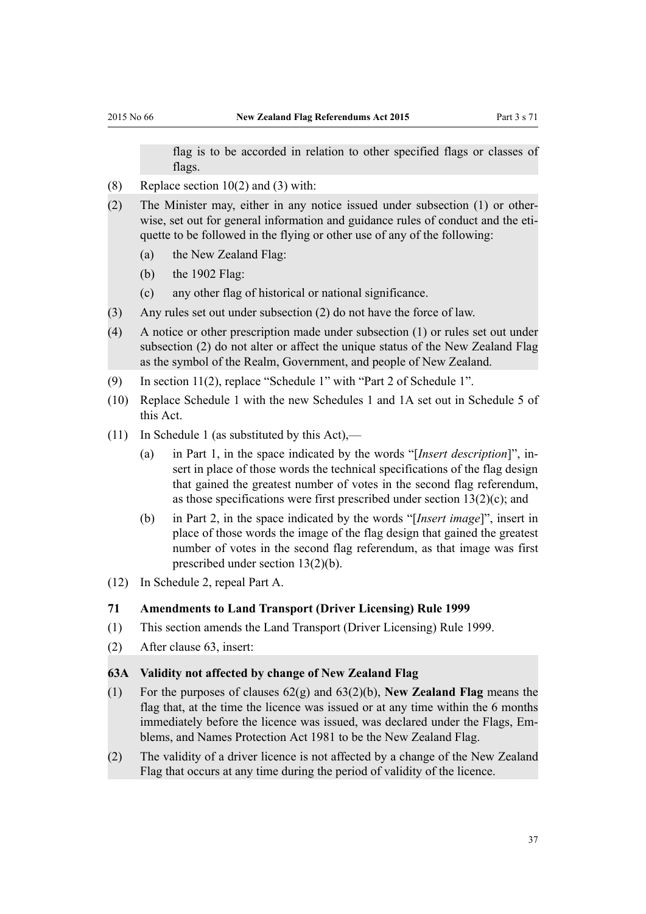flag is to be accorded in relation to other specified flags or classes of flags.

(8) Replace section 10(2) and (3) with:

(2) The Minister may, either in any notice issued under subsection (1) or otherwise, set out for general information and guidance rules of conduct and the etiquette to be followed in the flying or other use of any of the following:

  (a) the New Zealand Flag:

  (b) the 1902 Flag:

  (c) any other flag of historical or national significance.

(3) Any rules set out under subsection (2) do not have the force of law.

(4) A notice or other prescription made under subsection (1) or rules set out under subsection (2) do not alter or affect the unique status of the New Zealand Flag as the symbol of the Realm, Government, and people of New Zealand.

(9) In section 11(2), replace "Schedule 1" with "Part 2 of Schedule 1".

(10) Replace Schedule 1 with the new Schedules 1 and 1A set out in Schedule 5 of this Act.

(11) In Schedule 1 (as substituted by this Act),—

  (a) in Part 1, in the space indicated by the words "[*Insert description*]", insert in place of those words the technical specifications of the flag design that gained the greatest number of votes in the second flag referendum, as those specifications were first prescribed under section 13(2)(c); and

  (b) in Part 2, in the space indicated by the words "[*Insert image*]", insert in place of those words the image of the flag design that gained the greatest number of votes in the second flag referendum, as that image was first prescribed under section 13(2)(b).

(12) In Schedule 2, repeal Part A.

### 71 Amendments to Land Transport (Driver Licensing) Rule 1999

(1) This section amends the Land Transport (Driver Licensing) Rule 1999.

(2) After clause 63, insert:

### 63A Validity not affected by change of New Zealand Flag

(1) For the purposes of clauses 62(g) and 63(2)(b), **New Zealand Flag** means the flag that, at the time the licence was issued or at any time within the 6 months immediately before the licence was issued, was declared under the Flags, Emblems, and Names Protection Act 1981 to be the New Zealand Flag.

(2) The validity of a driver licence is not affected by a change of the New Zealand Flag that occurs at any time during the period of validity of the licence.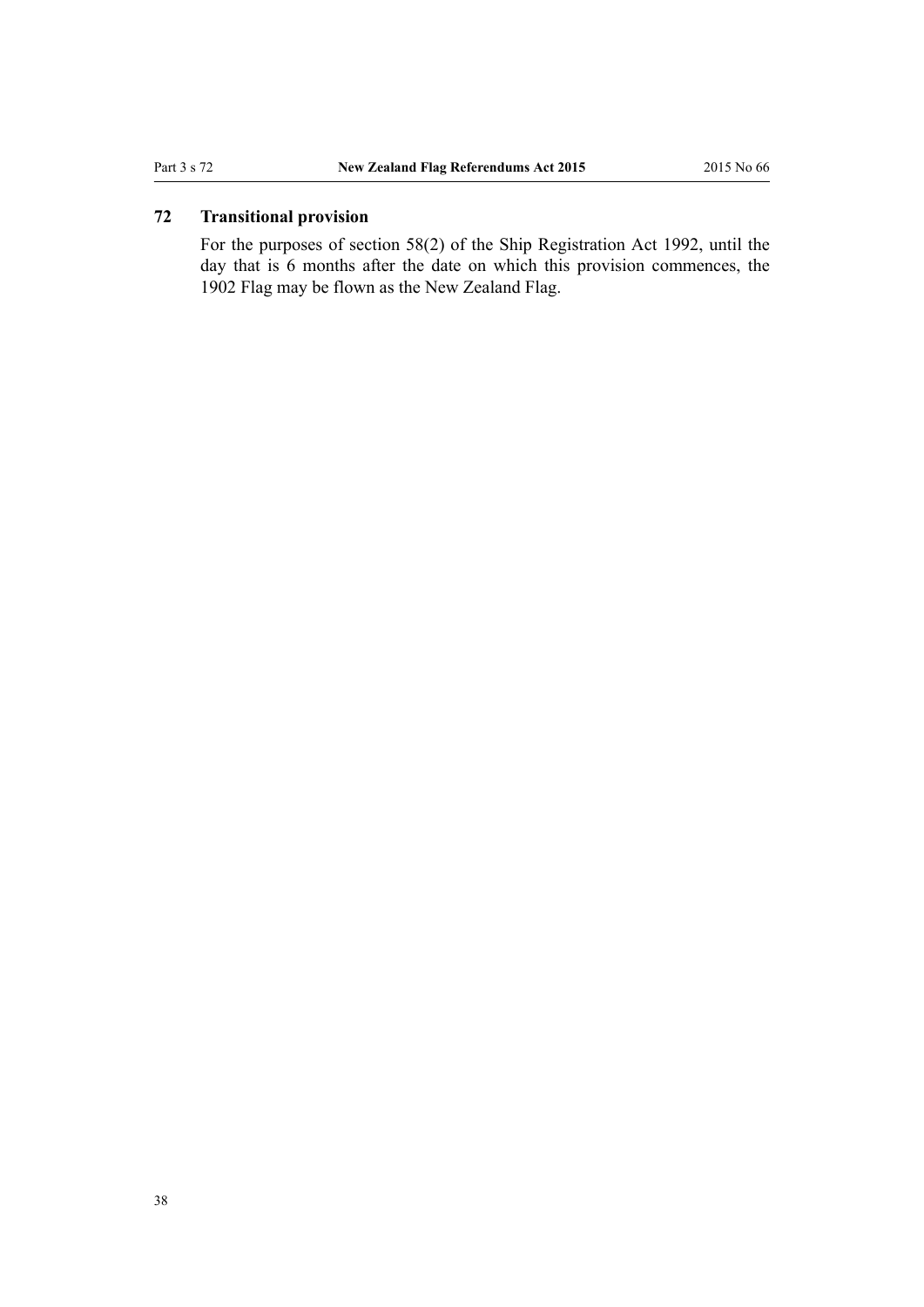### 72 Transitional provision

For the purposes of section 58(2) of the Ship Registration Act 1992, until the day that is 6 months after the date on which this provision commences, the 1902 Flag may be flown as the New Zealand Flag.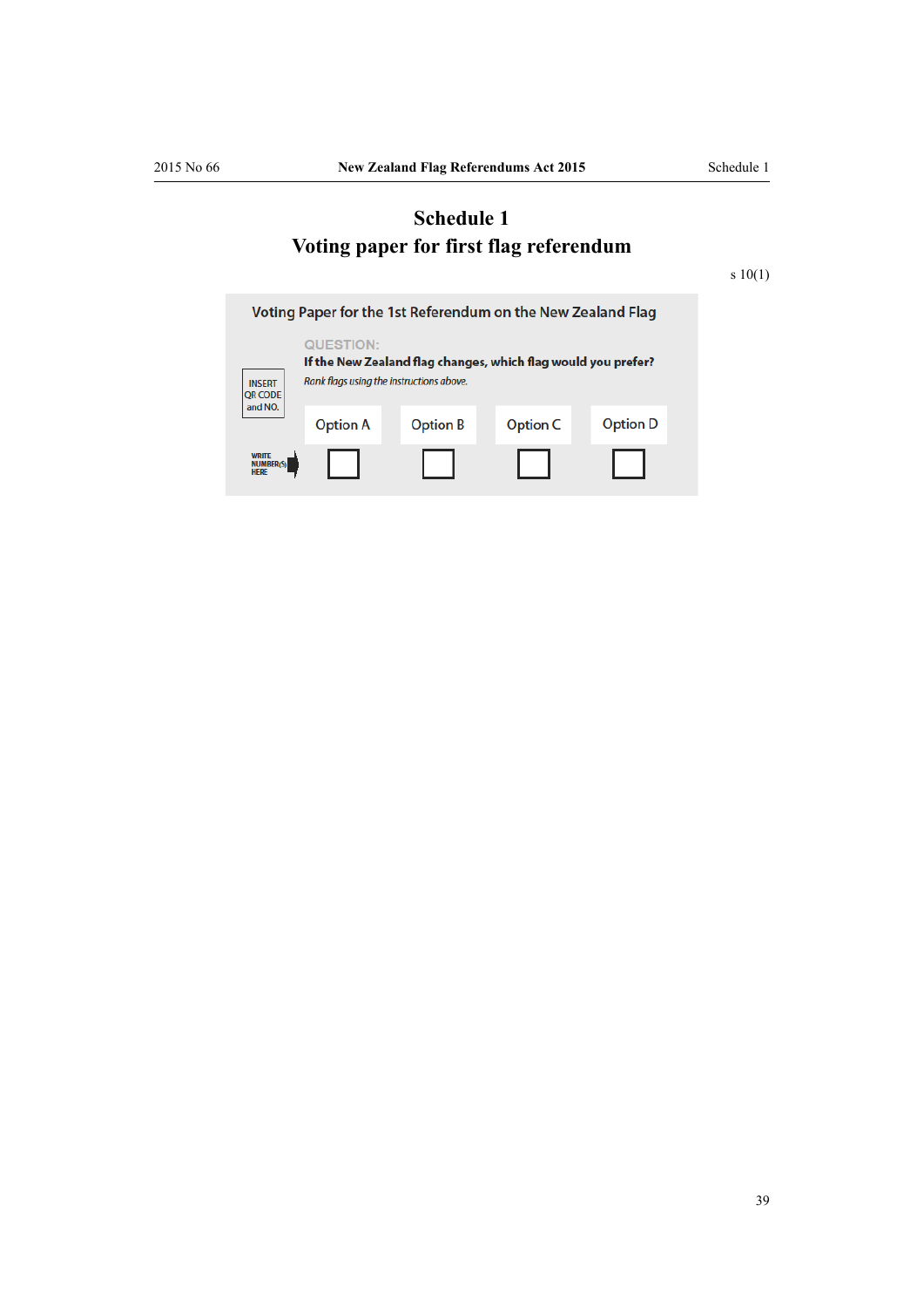# Schedule 1
## Voting paper for first flag referendum

s 10(1)

**Voting Paper for the 1st Referendum on the New Zealand Flag**

INSERT QR CODE and NO.

QUESTION:

**If the New Zealand flag changes, which flag would you prefer?**

*Rank flags using the instructions above.*

| | Option A | Option B | Option C | Option D |
|---|---|---|---|---|
| WRITE NUMBER(S) HERE | ☐ | ☐ | ☐ | ☐ |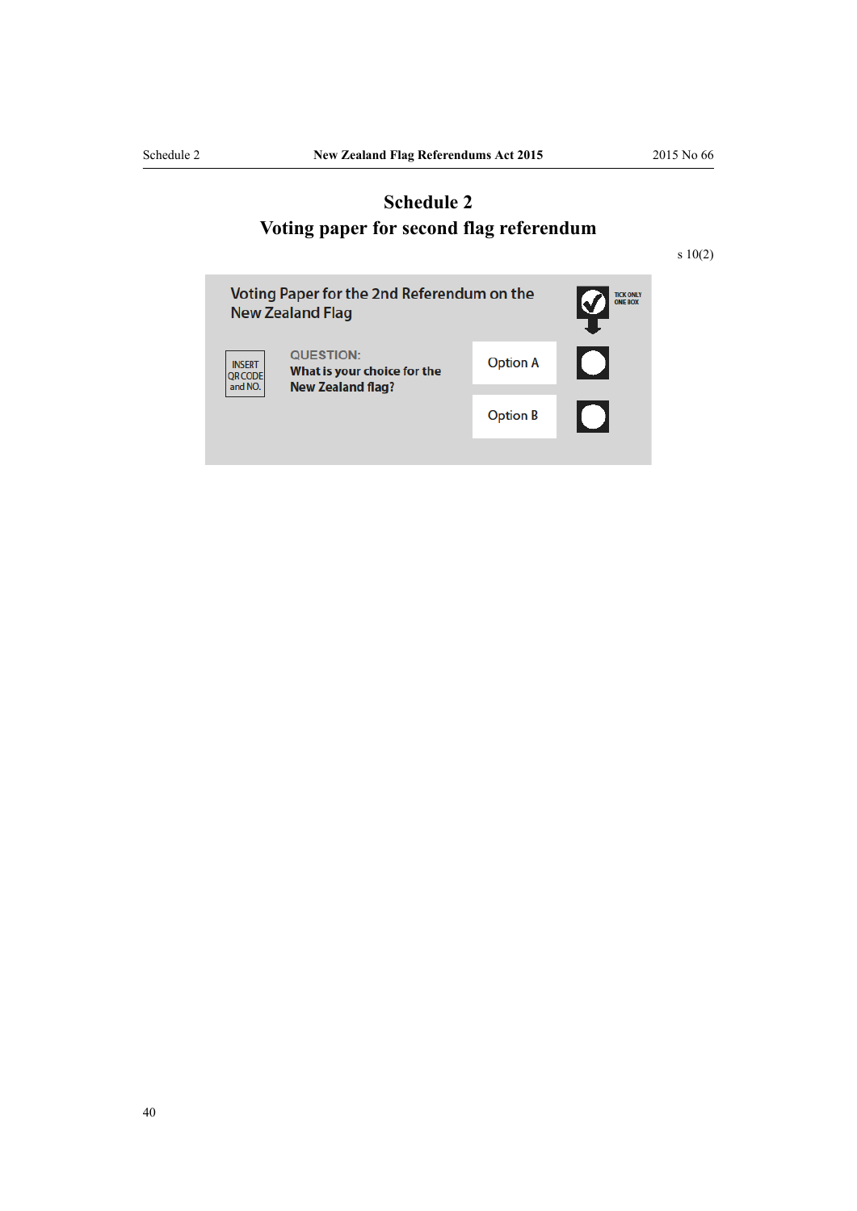# Schedule 2
## Voting paper for second flag referendum

s 10(2)

Voting Paper for the 2nd Referendum on the New Zealand Flag

TICK ONLY ONE BOX

INSERT QR CODE and NO.

QUESTION:
**What is your choice for the New Zealand flag?**

| | |
|---|---|
| Option A | ○ |
| Option B | ○ |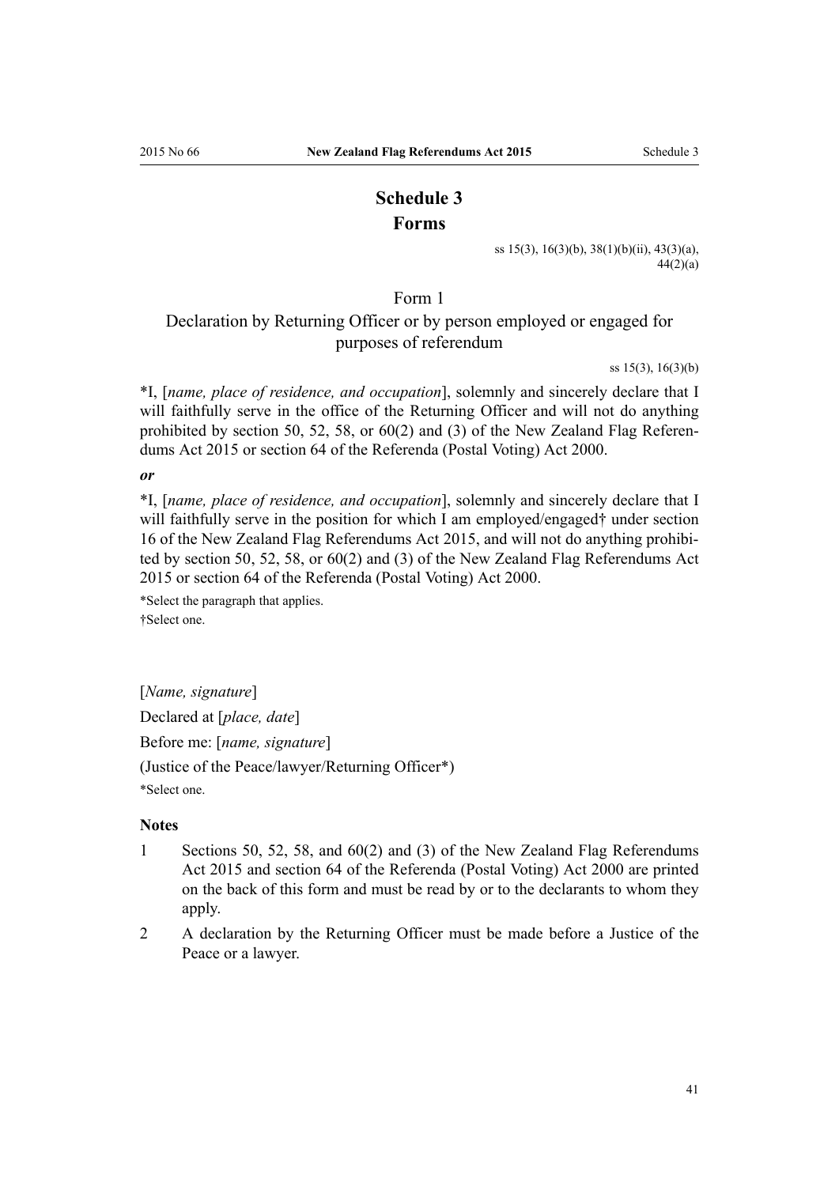# Schedule 3
# Forms

ss 15(3), 16(3)(b), 38(1)(b)(ii), 43(3)(a), 44(2)(a)

## Form 1
## Declaration by Returning Officer or by person employed or engaged for purposes of referendum

ss 15(3), 16(3)(b)

*I, [*name, place of residence, and occupation*], solemnly and sincerely declare that I will faithfully serve in the office of the Returning Officer and will not do anything prohibited by section 50, 52, 58, or 60(2) and (3) of the New Zealand Flag Referendums Act 2015 or section 64 of the Referenda (Postal Voting) Act 2000.

***or***

*I, [*name, place of residence, and occupation*], solemnly and sincerely declare that I will faithfully serve in the position for which I am employed/engaged† under section 16 of the New Zealand Flag Referendums Act 2015, and will not do anything prohibited by section 50, 52, 58, or 60(2) and (3) of the New Zealand Flag Referendums Act 2015 or section 64 of the Referenda (Postal Voting) Act 2000.

*Select the paragraph that applies.
†Select one.

[*Name, signature*]

Declared at [*place, date*]

Before me: [*name, signature*]

(Justice of the Peace/lawyer/Returning Officer*)

*Select one.

### Notes

1. Sections 50, 52, 58, and 60(2) and (3) of the New Zealand Flag Referendums Act 2015 and section 64 of the Referenda (Postal Voting) Act 2000 are printed on the back of this form and must be read by or to the declarants to whom they apply.
2. A declaration by the Returning Officer must be made before a Justice of the Peace or a lawyer.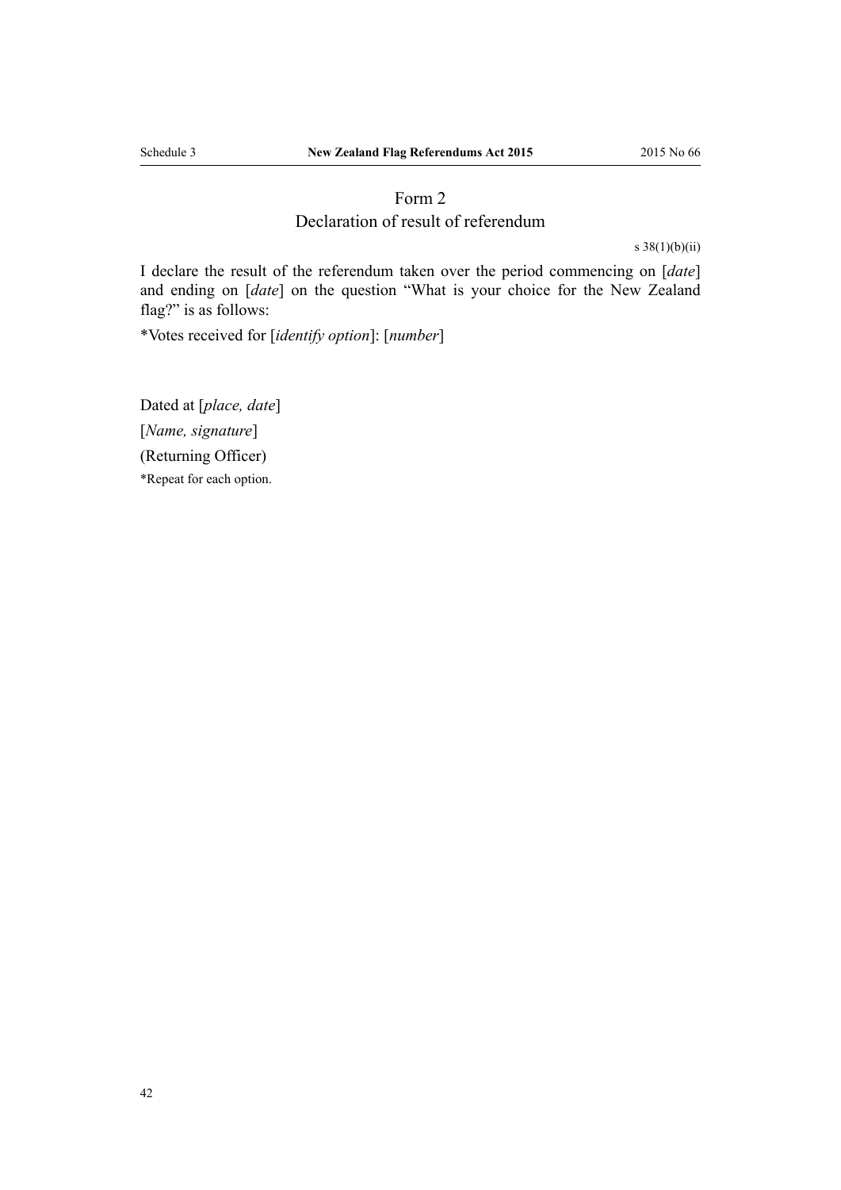## Form 2
## Declaration of result of referendum

s 38(1)(b)(ii)

I declare the result of the referendum taken over the period commencing on [*date*] and ending on [*date*] on the question "What is your choice for the New Zealand flag?" is as follows:

*Votes received for [*identify option*]: [*number*]

Dated at [*place, date*]

[*Name, signature*]

(Returning Officer)

*Repeat for each option.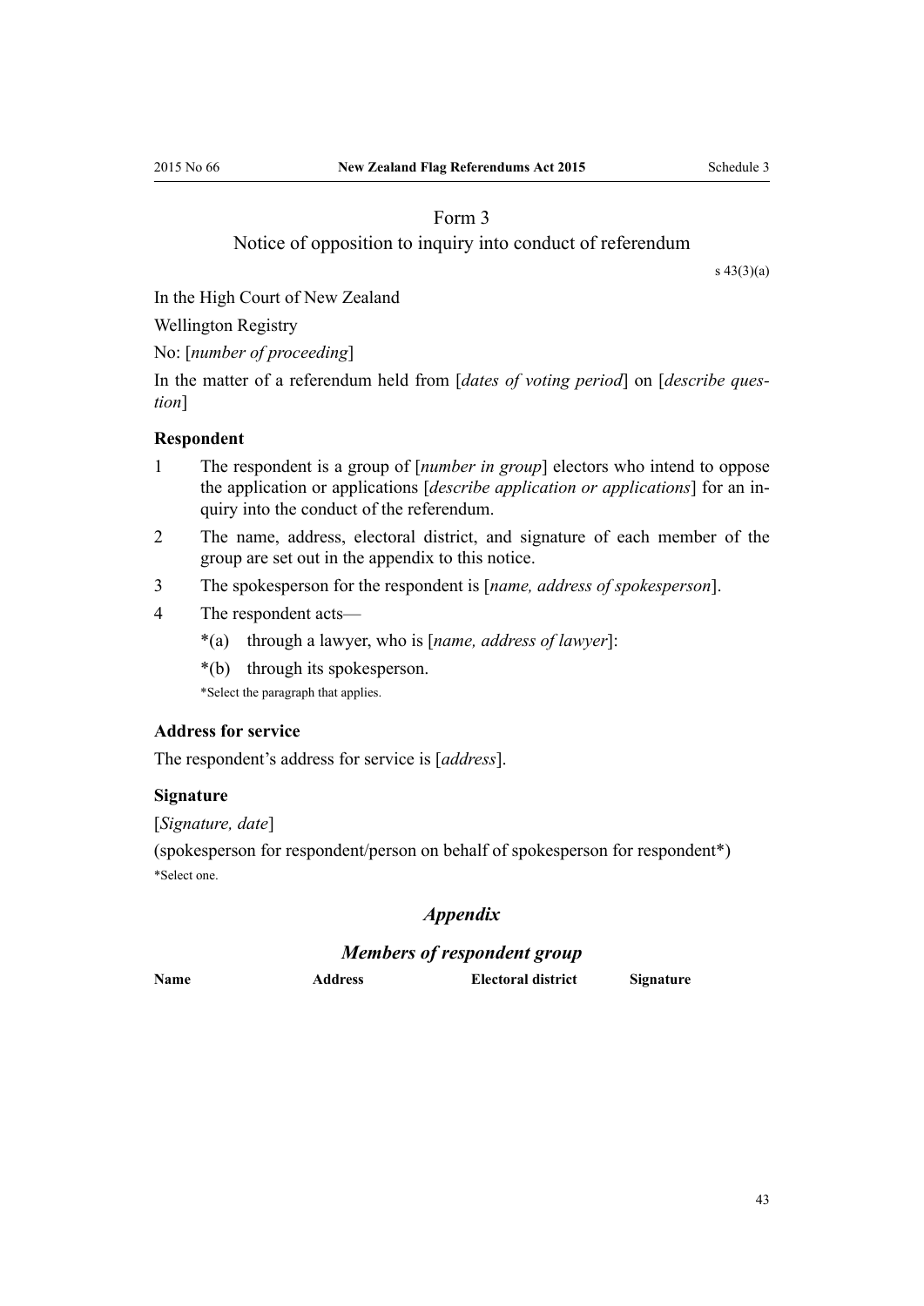## Form 3
## Notice of opposition to inquiry into conduct of referendum

s 43(3)(a)

In the High Court of New Zealand

Wellington Registry

No: [*number of proceeding*]

In the matter of a referendum held from [*dates of voting period*] on [*describe question*]

### Respondent

1 The respondent is a group of [*number in group*] electors who intend to oppose the application or applications [*describe application or applications*] for an inquiry into the conduct of the referendum.

2 The name, address, electoral district, and signature of each member of the group are set out in the appendix to this notice.

3 The spokesperson for the respondent is [*name, address of spokesperson*].

4 The respondent acts—

*(a) through a lawyer, who is [*name, address of lawyer*]:

*(b) through its spokesperson.

*Select the paragraph that applies.

### Address for service

The respondent's address for service is [*address*].

### Signature

[*Signature, date*]

(spokesperson for respondent/person on behalf of spokesperson for respondent*)

*Select one.

### *Appendix*

### *Members of respondent group*

| Name | Address | Electoral district | Signature |
|---|---|---|---|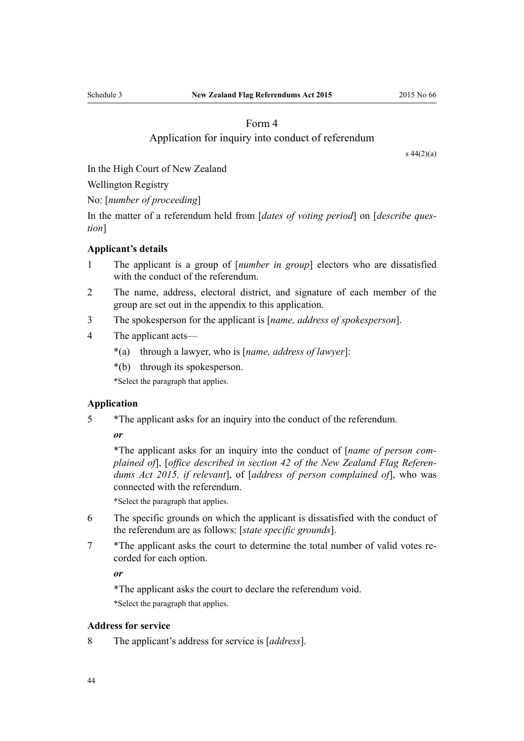## Form 4
### Application for inquiry into conduct of referendum

s 44(2)(a)

In the High Court of New Zealand

Wellington Registry

No: [*number of proceeding*]

In the matter of a referendum held from [*dates of voting period*] on [*describe question*]

**Applicant's details**

1 The applicant is a group of [*number in group*] electors who are dissatisfied with the conduct of the referendum.

2 The name, address, electoral district, and signature of each member of the group are set out in the appendix to this application.

3 The spokesperson for the applicant is [*name, address of spokesperson*].

4 The applicant acts—

*(a) through a lawyer, who is [*name, address of lawyer*]:

*(b) through its spokesperson.

*Select the paragraph that applies.

**Application**

5 *The applicant asks for an inquiry into the conduct of the referendum.

***or***

*The applicant asks for an inquiry into the conduct of [*name of person complained of*], [*office described in section 42 of the New Zealand Flag Referendums Act 2015, if relevant*], of [*address of person complained of*], who was connected with the referendum.

*Select the paragraph that applies.

6 The specific grounds on which the applicant is dissatisfied with the conduct of the referendum are as follows: [*state specific grounds*].

7 *The applicant asks the court to determine the total number of valid votes recorded for each option.

***or***

*The applicant asks the court to declare the referendum void.

*Select the paragraph that applies.

**Address for service**

8 The applicant's address for service is [*address*].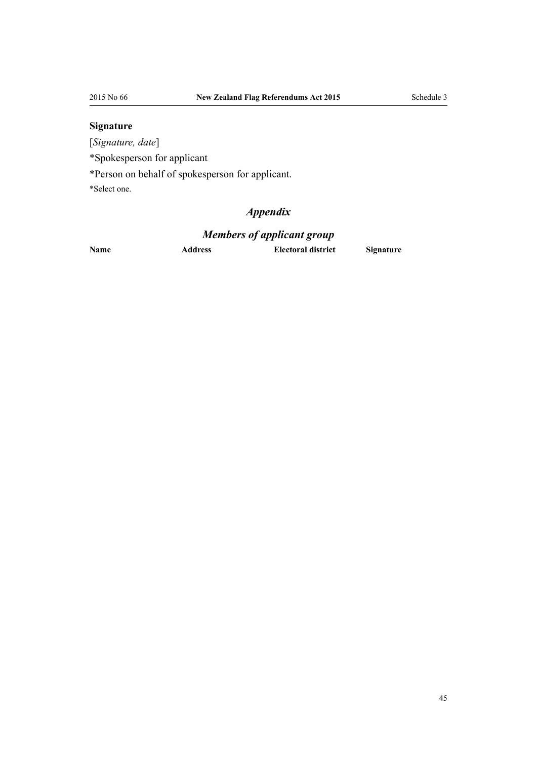**Signature**

[*Signature, date*]

*Spokesperson for applicant

*Person on behalf of spokesperson for applicant.

*Select one.

## *Appendix*

## *Members of applicant group*

| Name | Address | Electoral district | Signature |
| --- | --- | --- | --- |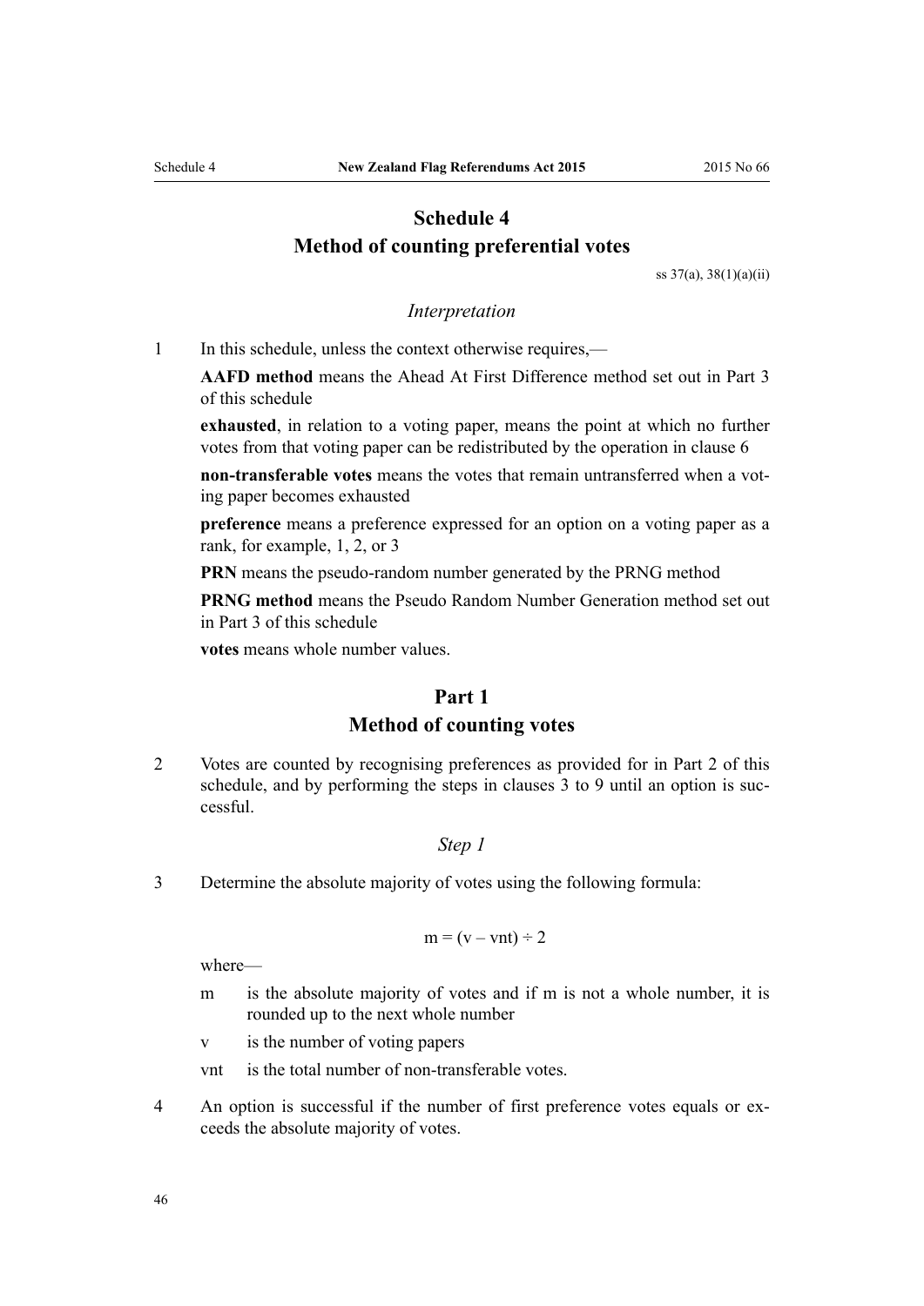# Schedule 4
## Method of counting preferential votes

ss 37(a), 38(1)(a)(ii)

### *Interpretation*

1 In this schedule, unless the context otherwise requires,—

**AAFD method** means the Ahead At First Difference method set out in Part 3 of this schedule

**exhausted**, in relation to a voting paper, means the point at which no further votes from that voting paper can be redistributed by the operation in clause 6

**non-transferable votes** means the votes that remain untransferred when a voting paper becomes exhausted

**preference** means a preference expressed for an option on a voting paper as a rank, for example, 1, 2, or 3

**PRN** means the pseudo-random number generated by the PRNG method

**PRNG method** means the Pseudo Random Number Generation method set out in Part 3 of this schedule

**votes** means whole number values.

## Part 1
## Method of counting votes

2 Votes are counted by recognising preferences as provided for in Part 2 of this schedule, and by performing the steps in clauses 3 to 9 until an option is successful.

### *Step 1*

3 Determine the absolute majority of votes using the following formula:

$$m = (v - vnt) \div 2$$

where—

- m is the absolute majority of votes and if m is not a whole number, it is rounded up to the next whole number
- v is the number of voting papers
- vnt is the total number of non-transferable votes.

4 An option is successful if the number of first preference votes equals or exceeds the absolute majority of votes.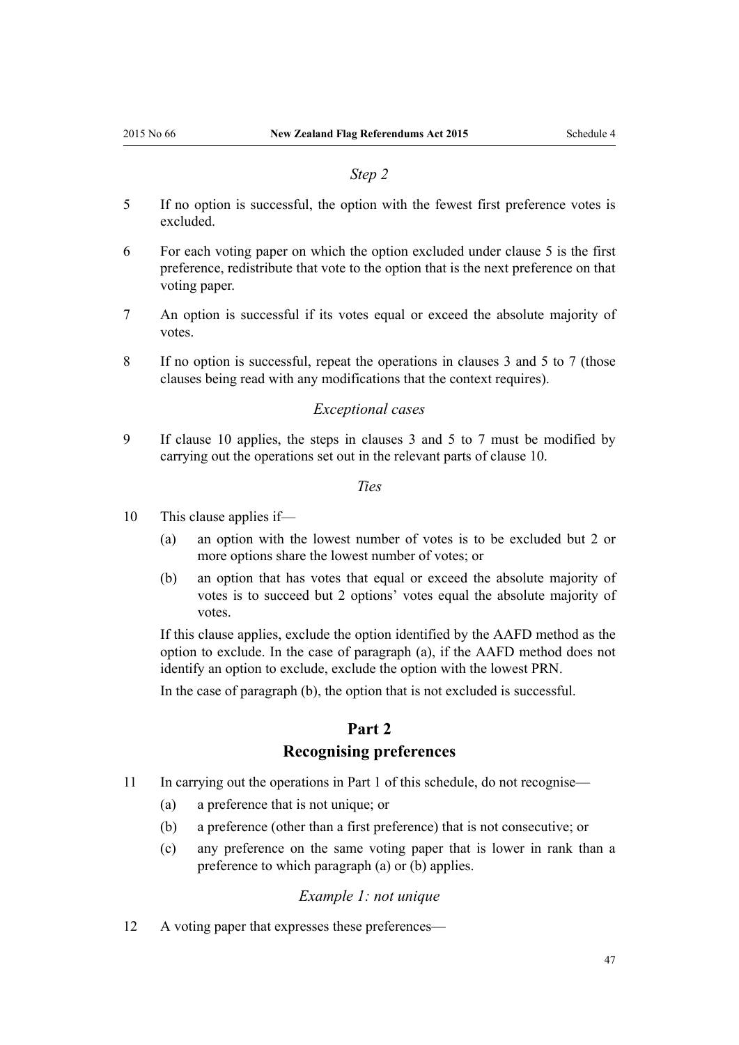*Step 2*

5 If no option is successful, the option with the fewest first preference votes is excluded.

6 For each voting paper on which the option excluded under clause 5 is the first preference, redistribute that vote to the option that is the next preference on that voting paper.

7 An option is successful if its votes equal or exceed the absolute majority of votes.

8 If no option is successful, repeat the operations in clauses 3 and 5 to 7 (those clauses being read with any modifications that the context requires).

*Exceptional cases*

9 If clause 10 applies, the steps in clauses 3 and 5 to 7 must be modified by carrying out the operations set out in the relevant parts of clause 10.

*Ties*

10 This clause applies if—

   (a) an option with the lowest number of votes is to be excluded but 2 or more options share the lowest number of votes; or

   (b) an option that has votes that equal or exceed the absolute majority of votes is to succeed but 2 options' votes equal the absolute majority of votes.

   If this clause applies, exclude the option identified by the AAFD method as the option to exclude. In the case of paragraph (a), if the AAFD method does not identify an option to exclude, exclude the option with the lowest PRN.

   In the case of paragraph (b), the option that is not excluded is successful.

## Part 2
## Recognising preferences

11 In carrying out the operations in Part 1 of this schedule, do not recognise—

   (a) a preference that is not unique; or

   (b) a preference (other than a first preference) that is not consecutive; or

   (c) any preference on the same voting paper that is lower in rank than a preference to which paragraph (a) or (b) applies.

*Example 1: not unique*

12 A voting paper that expresses these preferences—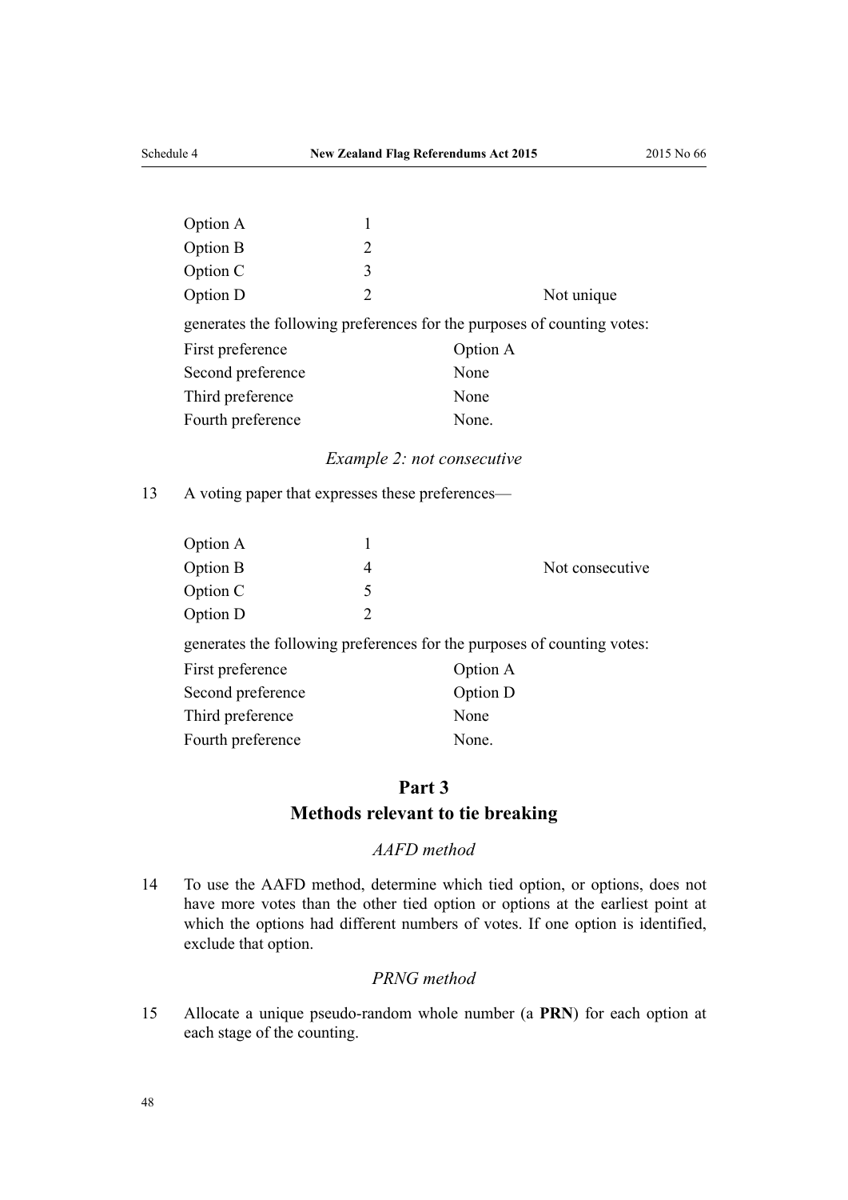| | | |
|---|---|---|
| Option A | 1 | |
| Option B | 2 | |
| Option C | 3 | |
| Option D | 2 | Not unique |

generates the following preferences for the purposes of counting votes:

| | |
|---|---|
| First preference | Option A |
| Second preference | None |
| Third preference | None |
| Fourth preference | None. |

*Example 2: not consecutive*

13 A voting paper that expresses these preferences—

| | | |
|---|---|---|
| Option A | 1 | |
| Option B | 4 | Not consecutive |
| Option C | 5 | |
| Option D | 2 | |

generates the following preferences for the purposes of counting votes:

| | |
|---|---|
| First preference | Option A |
| Second preference | Option D |
| Third preference | None |
| Fourth preference | None. |

## Part 3
## Methods relevant to tie breaking

*AAFD method*

14 To use the AAFD method, determine which tied option, or options, does not have more votes than the other tied option or options at the earliest point at which the options had different numbers of votes. If one option is identified, exclude that option.

*PRNG method*

15 Allocate a unique pseudo-random whole number (a **PRN**) for each option at each stage of the counting.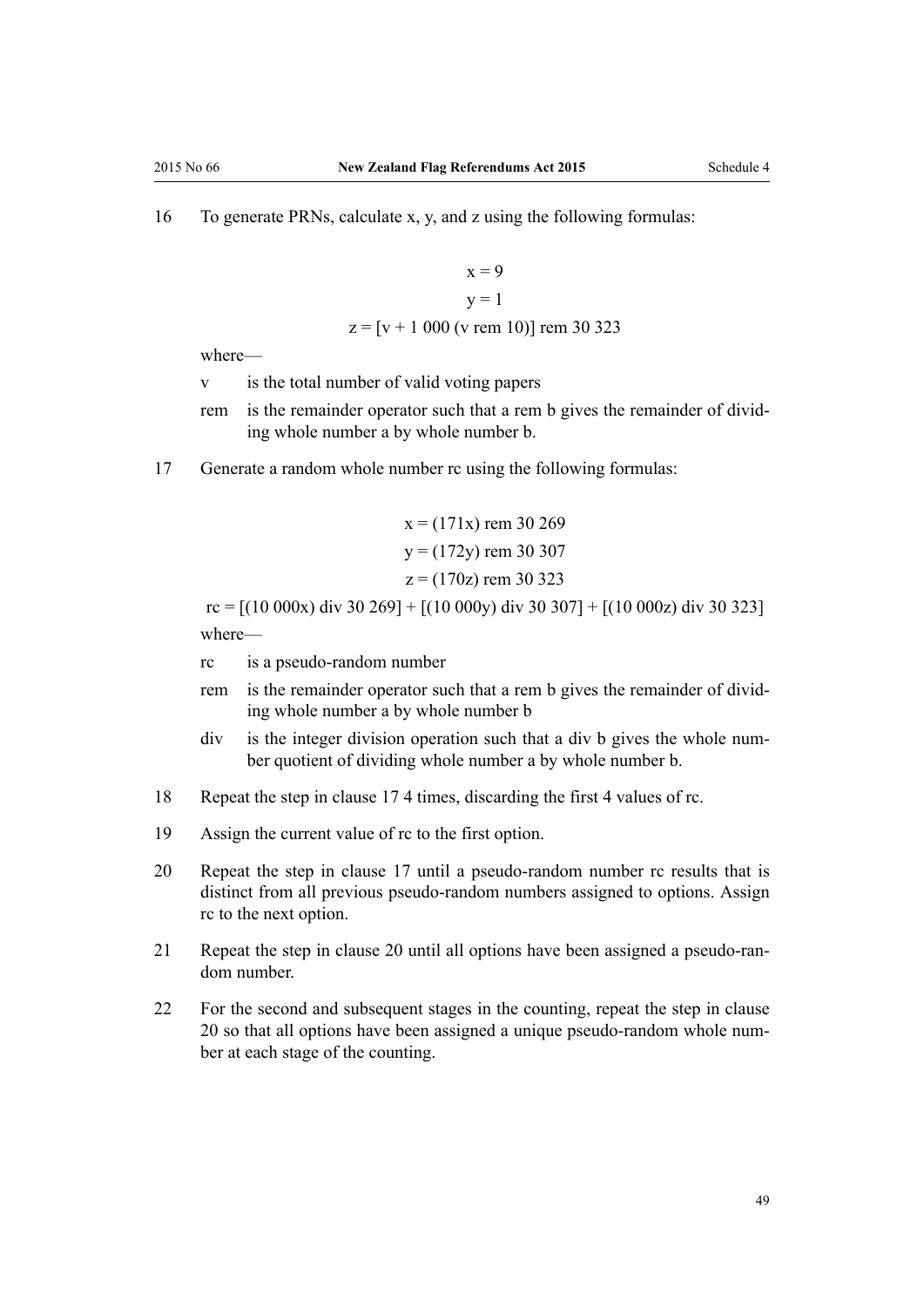16 To generate PRNs, calculate x, y, and z using the following formulas:

$$x = 9$$

$$y = 1$$

$$z = [v + 1\ 000\ (v \text{ rem } 10)] \text{ rem } 30\ 323$$

where—

v is the total number of valid voting papers

rem is the remainder operator such that a rem b gives the remainder of dividing whole number a by whole number b.

17 Generate a random whole number rc using the following formulas:

$$x = (171x) \text{ rem } 30\ 269$$

$$y = (172y) \text{ rem } 30\ 307$$

$$z = (170z) \text{ rem } 30\ 323$$

$$rc = [(10\ 000x) \text{ div } 30\ 269] + [(10\ 000y) \text{ div } 30\ 307] + [(10\ 000z) \text{ div } 30\ 323]$$

where—

rc is a pseudo-random number

rem is the remainder operator such that a rem b gives the remainder of dividing whole number a by whole number b

div is the integer division operation such that a div b gives the whole number quotient of dividing whole number a by whole number b.

18 Repeat the step in clause 17 4 times, discarding the first 4 values of rc.

19 Assign the current value of rc to the first option.

20 Repeat the step in clause 17 until a pseudo-random number rc results that is distinct from all previous pseudo-random numbers assigned to options. Assign rc to the next option.

21 Repeat the step in clause 20 until all options have been assigned a pseudo-random number.

22 For the second and subsequent stages in the counting, repeat the step in clause 20 so that all options have been assigned a unique pseudo-random whole number at each stage of the counting.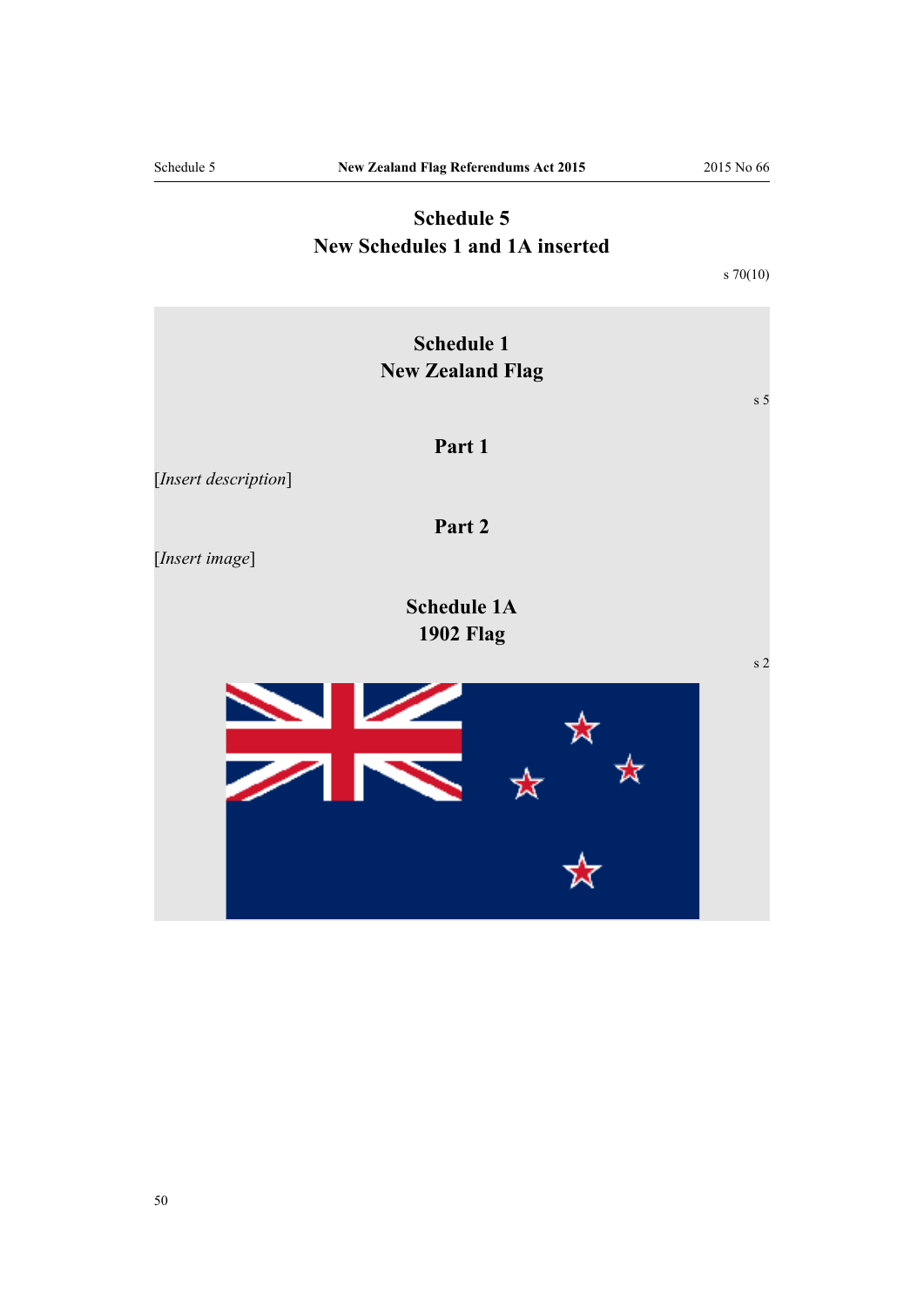# Schedule 5
# New Schedules 1 and 1A inserted

s 70(10)

## Schedule 1
## New Zealand Flag

s 5

### Part 1

[*Insert description*]

### Part 2

[*Insert image*]

## Schedule 1A
## 1902 Flag

s 2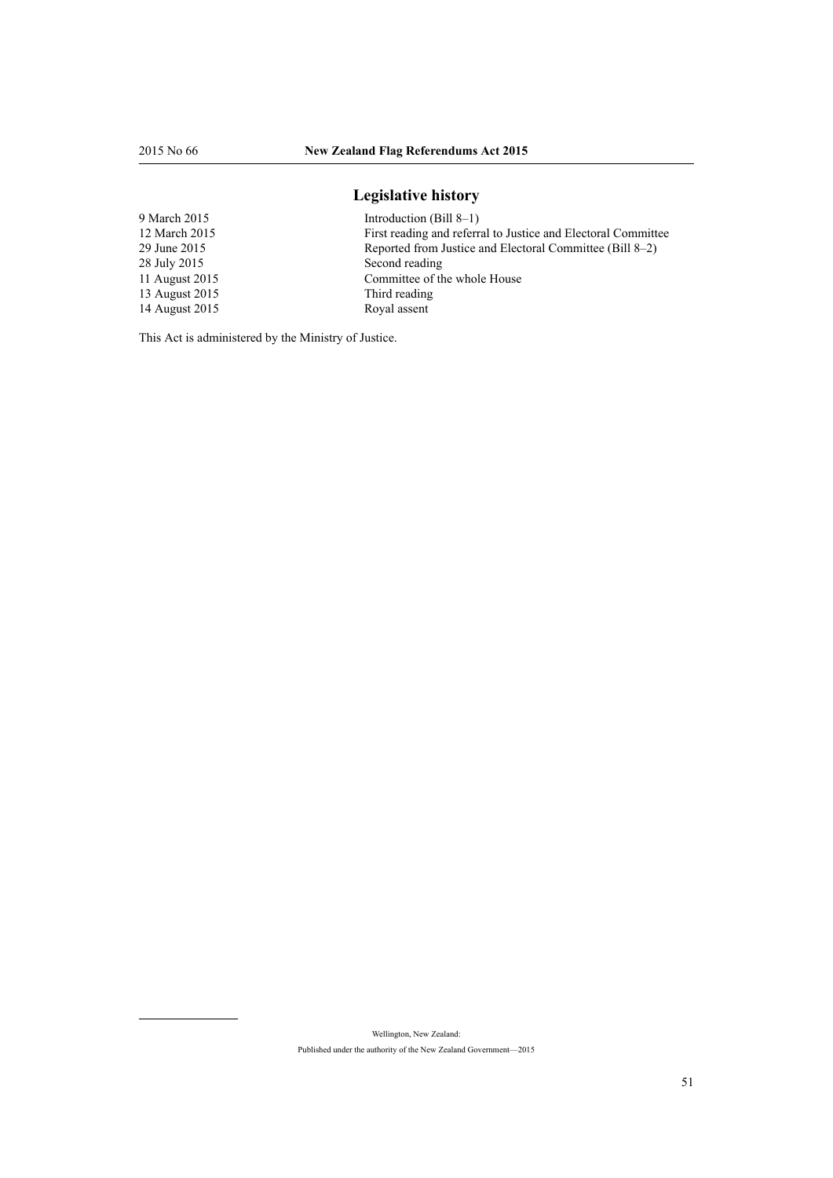## Legislative history

| | |
|---|---|
| 9 March 2015 | Introduction (Bill 8–1) |
| 12 March 2015 | First reading and referral to Justice and Electoral Committee |
| 29 June 2015 | Reported from Justice and Electoral Committee (Bill 8–2) |
| 28 July 2015 | Second reading |
| 11 August 2015 | Committee of the whole House |
| 13 August 2015 | Third reading |
| 14 August 2015 | Royal assent |

This Act is administered by the Ministry of Justice.

Wellington, New Zealand:

Published under the authority of the New Zealand Government—2015